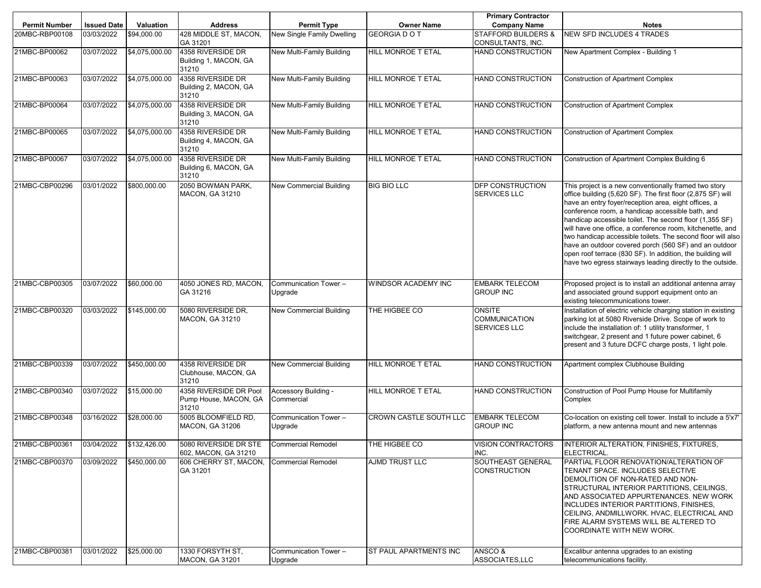| Permit Number | Issued Date | Valuation | Address | Permit Type | Owner Name | Primary Contractor Company Name | Notes |
|---|---|---|---|---|---|---|---|
| 20MBC-RBP00108 | 03/03/2022 | $94,000.00 | 428 MIDDLE ST, MACON, GA 31201 | New Single Family Dwelling | GEORGIA D O T | STAFFORD BUILDERS & CONSULTANTS, INC. | NEW SFD INCLUDES 4 TRADES |
| 21MBC-BP00062 | 03/07/2022 | $4,075,000.00 | 4358 RIVERSIDE DR Building 1, MACON, GA 31210 | New Multi-Family Building | HILL MONROE T ETAL | HAND CONSTRUCTION | New Apartment Complex - Building 1 |
| 21MBC-BP00063 | 03/07/2022 | $4,075,000.00 | 4358 RIVERSIDE DR Building 2, MACON, GA 31210 | New Multi-Family Building | HILL MONROE T ETAL | HAND CONSTRUCTION | Construction of Apartment Complex |
| 21MBC-BP00064 | 03/07/2022 | $4,075,000.00 | 4358 RIVERSIDE DR Building 3, MACON, GA 31210 | New Multi-Family Building | HILL MONROE T ETAL | HAND CONSTRUCTION | Construction of Apartment Complex |
| 21MBC-BP00065 | 03/07/2022 | $4,075,000.00 | 4358 RIVERSIDE DR Building 4, MACON, GA 31210 | New Multi-Family Building | HILL MONROE T ETAL | HAND CONSTRUCTION | Construction of Apartment Complex |
| 21MBC-BP00067 | 03/07/2022 | $4,075,000.00 | 4358 RIVERSIDE DR Building 6, MACON, GA 31210 | New Multi-Family Building | HILL MONROE T ETAL | HAND CONSTRUCTION | Construction of Apartment Complex Building 6 |
| 21MBC-CBP00296 | 03/01/2022 | $800,000.00 | 2050 BOWMAN PARK, MACON, GA 31210 | New Commercial Building | BIG BIO LLC | DFP CONSTRUCTION SERVICES LLC | This project is a new conventionally framed two story office building (5,620 SF). The first floor (2,875 SF) will have an entry foyer/reception area, eight offices, a conference room, a handicap accessible bath, and handicap accessible toilet. The second floor (1,355 SF) will have one office, a conference room, kitchenette, and two handicap accessible toilets. The second floor will also have an outdoor covered porch (560 SF) and an outdoor open roof terrace (830 SF). In addition, the building will have two egress stairways leading directly to the outside. |
| 21MBC-CBP00305 | 03/07/2022 | $60,000.00 | 4050 JONES RD, MACON, GA 31216 | Communication Tower – Upgrade | WINDSOR ACADEMY INC | EMBARK TELECOM GROUP INC | Proposed project is to install an additional antenna array and associated ground support equipment onto an existing telecommunications tower. |
| 21MBC-CBP00320 | 03/03/2022 | $145,000.00 | 5080 RIVERSIDE DR, MACON, GA 31210 | New Commercial Building | THE HIGBEE CO | ONSITE COMMUNICATION SERVICES LLC | Installation of electric vehicle charging station in existing parking lot at 5080 Riverside Drive. Scope of work to include the installation of: 1 utility transformer, 1 switchgear, 2 present and 1 future power cabinet, 6 present and 3 future DCFC charge posts, 1 light pole. |
| 21MBC-CBP00339 | 03/07/2022 | $450,000.00 | 4358 RIVERSIDE DR Clubhouse, MACON, GA 31210 | New Commercial Building | HILL MONROE T ETAL | HAND CONSTRUCTION | Apartment complex Clubhouse Building |
| 21MBC-CBP00340 | 03/07/2022 | $15,000.00 | 4358 RIVERSIDE DR Pool Pump House, MACON, GA 31210 | Accessory Building - Commercial | HILL MONROE T ETAL | HAND CONSTRUCTION | Construction of Pool Pump House for Multifamily Complex |
| 21MBC-CBP00348 | 03/16/2022 | $28,000.00 | 5005 BLOOMFIELD RD, MACON, GA 31206 | Communication Tower – Upgrade | CROWN CASTLE SOUTH LLC | EMBARK TELECOM GROUP INC | Co-location on existing cell tower. Install to include a 5'x7' platform, a new antenna mount and new antennas |
| 21MBC-CBP00361 | 03/04/2022 | $132,426.00 | 5080 RIVERSIDE DR STE 602, MACON, GA 31210 | Commercial Remodel | THE HIGBEE CO | VISION CONTRACTORS INC. | INTERIOR ALTERATION, FINISHES, FIXTURES, ELECTRICAL. |
| 21MBC-CBP00370 | 03/09/2022 | $450,000.00 | 606 CHERRY ST, MACON, GA 31201 | Commercial Remodel | AJMD TRUST LLC | SOUTHEAST GENERAL CONSTRUCTION | PARTIAL FLOOR RENOVATION/ALTERATION OF TENANT SPACE. INCLUDES SELECTIVE DEMOLITION OF NON-RATED AND NON-STRUCTURAL INTERIOR PARTITIONS, CEILINGS, AND ASSOCIATED APPURTENANCES. NEW WORK INCLUDES INTERIOR PARTITIONS, FINISHES, CEILING, ANDMILLWORK. HVAC, ELECTRICAL AND FIRE ALARM SYSTEMS WILL BE ALTERED TO COORDINATE WITH NEW WORK. |
| 21MBC-CBP00381 | 03/01/2022 | $25,000.00 | 1330 FORSYTH ST, MACON, GA 31201 | Communication Tower – Upgrade | ST PAUL APARTMENTS INC | ANSCO & ASSOCIATES,LLC | Excalibur antenna upgrades to an existing telecommunications facility. |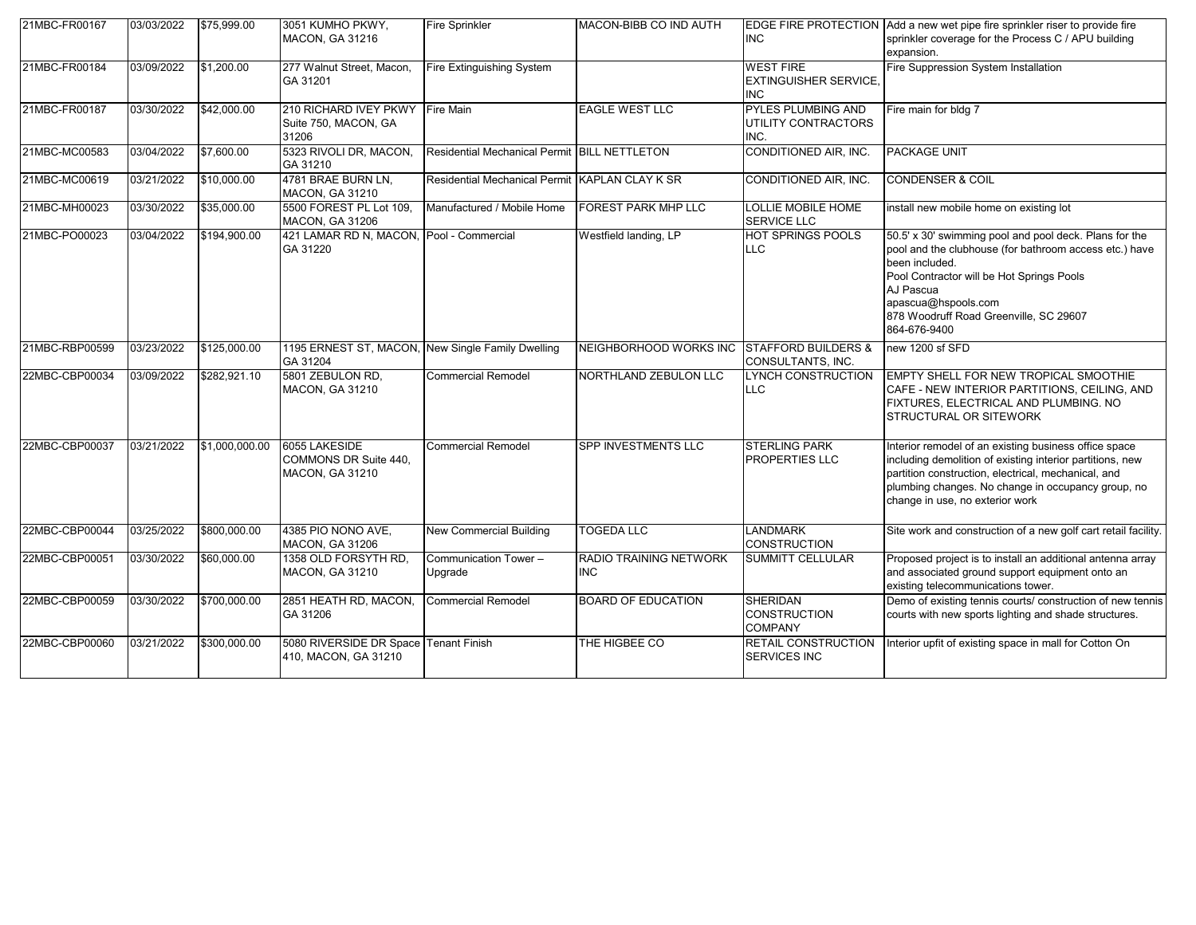| | | | | | | | |
|---|---|---|---|---|---|---|---|
| 21MBC-FR00167 | 03/03/2022 | $75,999.00 | 3051 KUMHO PKWY, MACON, GA 31216 | Fire Sprinkler | MACON-BIBB CO IND AUTH | EDGE FIRE PROTECTION INC | Add a new wet pipe fire sprinkler riser to provide fire sprinkler coverage for the Process C / APU building expansion. |
| 21MBC-FR00184 | 03/09/2022 | $1,200.00 | 277 Walnut Street, Macon, GA 31201 | Fire Extinguishing System | | WEST FIRE EXTINGUISHER SERVICE, INC | Fire Suppression System Installation |
| 21MBC-FR00187 | 03/30/2022 | $42,000.00 | 210 RICHARD IVEY PKWY Suite 750, MACON, GA 31206 | Fire Main | EAGLE WEST LLC | PYLES PLUMBING AND UTILITY CONTRACTORS INC. | Fire main for bldg 7 |
| 21MBC-MC00583 | 03/04/2022 | $7,600.00 | 5323 RIVOLI DR, MACON, GA 31210 | Residential Mechanical Permit | BILL NETTLETON | CONDITIONED AIR, INC. | PACKAGE UNIT |
| 21MBC-MC00619 | 03/21/2022 | $10,000.00 | 4781 BRAE BURN LN, MACON, GA 31210 | Residential Mechanical Permit | KAPLAN CLAY K SR | CONDITIONED AIR, INC. | CONDENSER & COIL |
| 21MBC-MH00023 | 03/30/2022 | $35,000.00 | 5500 FOREST PL Lot 109, MACON, GA 31206 | Manufactured / Mobile Home | FOREST PARK MHP LLC | LOLLIE MOBILE HOME SERVICE LLC | install new mobile home on existing lot |
| 21MBC-PO00023 | 03/04/2022 | $194,900.00 | 421 LAMAR RD N, MACON, GA 31220 | Pool - Commercial | Westfield landing, LP | HOT SPRINGS POOLS LLC | 50.5' x 30' swimming pool and pool deck. Plans for the pool and the clubhouse (for bathroom access etc.) have been included.<br>Pool Contractor will be Hot Springs Pools<br>AJ Pascua<br>apascua@hspools.com<br>878 Woodruff Road Greenville, SC 29607<br>864-676-9400 |
| 21MBC-RBP00599 | 03/23/2022 | $125,000.00 | 1195 ERNEST ST, MACON, GA 31204 | New Single Family Dwelling | NEIGHBORHOOD WORKS INC | STAFFORD BUILDERS & CONSULTANTS, INC. | new 1200 sf SFD |
| 22MBC-CBP00034 | 03/09/2022 | $282,921.10 | 5801 ZEBULON RD, MACON, GA 31210 | Commercial Remodel | NORTHLAND ZEBULON LLC | LYNCH CONSTRUCTION LLC | EMPTY SHELL FOR NEW TROPICAL SMOOTHIE CAFE - NEW INTERIOR PARTITIONS, CEILING, AND FIXTURES, ELECTRICAL AND PLUMBING. NO STRUCTURAL OR SITEWORK |
| 22MBC-CBP00037 | 03/21/2022 | $1,000,000.00 | 6055 LAKESIDE COMMONS DR Suite 440, MACON, GA 31210 | Commercial Remodel | SPP INVESTMENTS LLC | STERLING PARK PROPERTIES LLC | Interior remodel of an existing business office space including demolition of existing interior partitions, new partition construction, electrical, mechanical, and plumbing changes. No change in occupancy group, no change in use, no exterior work |
| 22MBC-CBP00044 | 03/25/2022 | $800,000.00 | 4385 PIO NONO AVE, MACON, GA 31206 | New Commercial Building | TOGEDA LLC | LANDMARK CONSTRUCTION | Site work and construction of a new golf cart retail facility. |
| 22MBC-CBP00051 | 03/30/2022 | $60,000.00 | 1358 OLD FORSYTH RD, MACON, GA 31210 | Communication Tower – Upgrade | RADIO TRAINING NETWORK INC | SUMMITT CELLULAR | Proposed project is to install an additional antenna array and associated ground support equipment onto an existing telecommunications tower. |
| 22MBC-CBP00059 | 03/30/2022 | $700,000.00 | 2851 HEATH RD, MACON, GA 31206 | Commercial Remodel | BOARD OF EDUCATION | SHERIDAN CONSTRUCTION COMPANY | Demo of existing tennis courts/ construction of new tennis courts with new sports lighting and shade structures. |
| 22MBC-CBP00060 | 03/21/2022 | $300,000.00 | 5080 RIVERSIDE DR Space 410, MACON, GA 31210 | Tenant Finish | THE HIGBEE CO | RETAIL CONSTRUCTION SERVICES INC | Interior upfit of existing space in mall for Cotton On |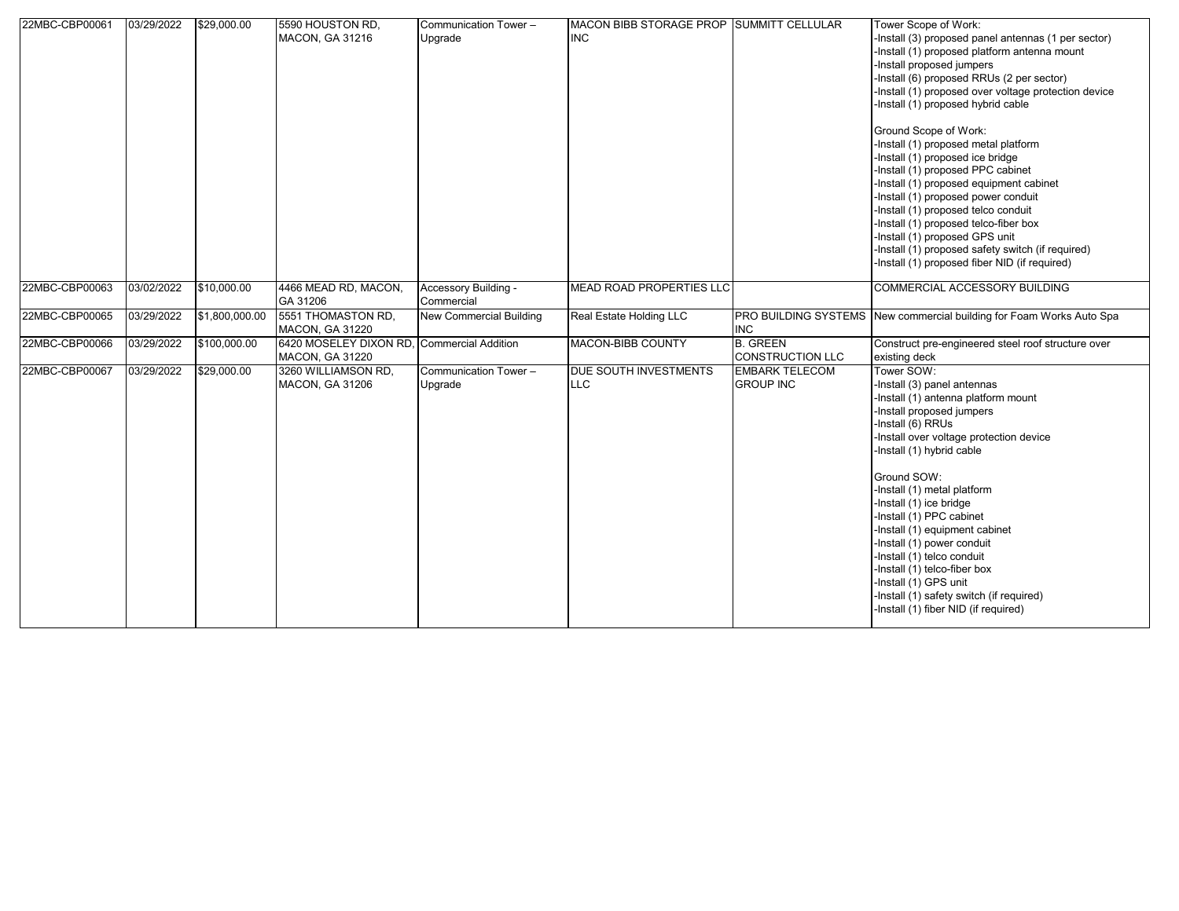| | | | | | | | |
|---|---|---|---|---|---|---|---|
| 22MBC-CBP00061 | 03/29/2022 | $29,000.00 | 5590 HOUSTON RD, MACON, GA 31216 | Communication Tower – Upgrade | MACON BIBB STORAGE PROP INC | SUMMITT CELLULAR | Tower Scope of Work:<br>-Install (3) proposed panel antennas (1 per sector)<br>-Install (1) proposed platform antenna mount<br>-Install proposed jumpers<br>-Install (6) proposed RRUs (2 per sector)<br>-Install (1) proposed over voltage protection device<br>-Install (1) proposed hybrid cable<br><br>Ground Scope of Work:<br>-Install (1) proposed metal platform<br>-Install (1) proposed ice bridge<br>-Install (1) proposed PPC cabinet<br>-Install (1) proposed equipment cabinet<br>-Install (1) proposed power conduit<br>-Install (1) proposed telco conduit<br>-Install (1) proposed telco-fiber box<br>-Install (1) proposed GPS unit<br>-Install (1) proposed safety switch (if required)<br>-Install (1) proposed fiber NID (if required) |
| 22MBC-CBP00063 | 03/02/2022 | $10,000.00 | 4466 MEAD RD, MACON, GA 31206 | Accessory Building - Commercial | MEAD ROAD PROPERTIES LLC | | COMMERCIAL ACCESSORY BUILDING |
| 22MBC-CBP00065 | 03/29/2022 | $1,800,000.00 | 5551 THOMASTON RD, MACON, GA 31220 | New Commercial Building | Real Estate Holding LLC | PRO BUILDING SYSTEMS INC | New commercial building for Foam Works Auto Spa |
| 22MBC-CBP00066 | 03/29/2022 | $100,000.00 | 6420 MOSELEY DIXON RD, MACON, GA 31220 | Commercial Addition | MACON-BIBB COUNTY | B. GREEN CONSTRUCTION LLC | Construct pre-engineered steel roof structure over existing deck |
| 22MBC-CBP00067 | 03/29/2022 | $29,000.00 | 3260 WILLIAMSON RD, MACON, GA 31206 | Communication Tower – Upgrade | DUE SOUTH INVESTMENTS LLC | EMBARK TELECOM GROUP INC | Tower SOW:<br>-Install (3) panel antennas<br>-Install (1) antenna platform mount<br>-Install proposed jumpers<br>-Install (6) RRUs<br>-Install over voltage protection device<br>-Install (1) hybrid cable<br><br>Ground SOW:<br>-Install (1) metal platform<br>-Install (1) ice bridge<br>-Install (1) PPC cabinet<br>-Install (1) equipment cabinet<br>-Install (1) power conduit<br>-Install (1) telco conduit<br>-Install (1) telco-fiber box<br>-Install (1) GPS unit<br>-Install (1) safety switch (if required)<br>-Install (1) fiber NID (if required) |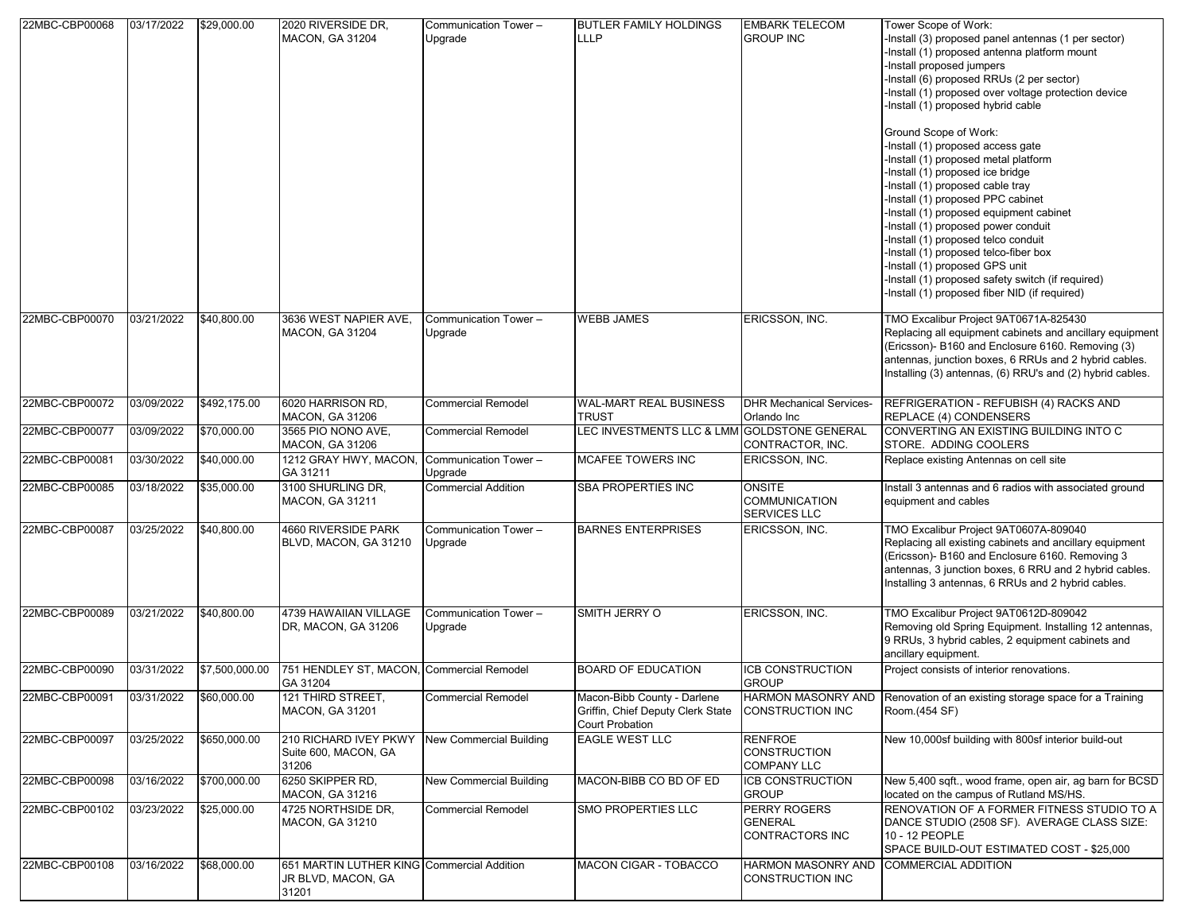| | | | | | | | |
|---|---|---|---|---|---|---|---|
| 22MBC-CBP00068 | 03/17/2022 | $29,000.00 | 2020 RIVERSIDE DR, MACON, GA 31204 | Communication Tower – Upgrade | BUTLER FAMILY HOLDINGS LLLP | EMBARK TELECOM GROUP INC | Tower Scope of Work:<br>-Install (3) proposed panel antennas (1 per sector)<br>-Install (1) proposed antenna platform mount<br>-Install proposed jumpers<br>-Install (6) proposed RRUs (2 per sector)<br>-Install (1) proposed over voltage protection device<br>-Install (1) proposed hybrid cable<br><br>Ground Scope of Work:<br>-Install (1) proposed access gate<br>-Install (1) proposed metal platform<br>-Install (1) proposed ice bridge<br>-Install (1) proposed cable tray<br>-Install (1) proposed PPC cabinet<br>-Install (1) proposed equipment cabinet<br>-Install (1) proposed power conduit<br>-Install (1) proposed telco conduit<br>-Install (1) proposed telco-fiber box<br>-Install (1) proposed GPS unit<br>-Install (1) proposed safety switch (if required)<br>-Install (1) proposed fiber NID (if required) |
| 22MBC-CBP00070 | 03/21/2022 | $40,800.00 | 3636 WEST NAPIER AVE, MACON, GA 31204 | Communication Tower – Upgrade | WEBB JAMES | ERICSSON, INC. | TMO Excalibur Project 9AT0671A-825430 Replacing all equipment cabinets and ancillary equipment (Ericsson)- B160 and Enclosure 6160. Removing (3) antennas, junction boxes, 6 RRUs and 2 hybrid cables. Installing (3) antennas, (6) RRU's and (2) hybrid cables. |
| 22MBC-CBP00072 | 03/09/2022 | $492,175.00 | 6020 HARRISON RD, MACON, GA 31206 | Commercial Remodel | WAL-MART REAL BUSINESS TRUST | DHR Mechanical Services-Orlando Inc | REFRIGERATION - REFUBISH (4) RACKS AND REPLACE (4) CONDENSERS |
| 22MBC-CBP00077 | 03/09/2022 | $70,000.00 | 3565 PIO NONO AVE, MACON, GA 31206 | Commercial Remodel | LEC INVESTMENTS LLC & LMM | GOLDSTONE GENERAL CONTRACTOR, INC. | CONVERTING AN EXISTING BUILDING INTO C STORE. ADDING COOLERS |
| 22MBC-CBP00081 | 03/30/2022 | $40,000.00 | 1212 GRAY HWY, MACON, GA 31211 | Communication Tower – Upgrade | MCAFEE TOWERS INC | ERICSSON, INC. | Replace existing Antennas on cell site |
| 22MBC-CBP00085 | 03/18/2022 | $35,000.00 | 3100 SHURLING DR, MACON, GA 31211 | Commercial Addition | SBA PROPERTIES INC | ONSITE COMMUNICATION SERVICES LLC | Install 3 antennas and 6 radios with associated ground equipment and cables |
| 22MBC-CBP00087 | 03/25/2022 | $40,800.00 | 4660 RIVERSIDE PARK BLVD, MACON, GA 31210 | Communication Tower – Upgrade | BARNES ENTERPRISES | ERICSSON, INC. | TMO Excalibur Project 9AT0607A-809040 Replacing all existing cabinets and ancillary equipment (Ericsson)- B160 and Enclosure 6160. Removing 3 antennas, 3 junction boxes, 6 RRU and 2 hybrid cables. Installing 3 antennas, 6 RRUs and 2 hybrid cables. |
| 22MBC-CBP00089 | 03/21/2022 | $40,800.00 | 4739 HAWAIIAN VILLAGE DR, MACON, GA 31206 | Communication Tower – Upgrade | SMITH JERRY O | ERICSSON, INC. | TMO Excalibur Project 9AT0612D-809042 Removing old Spring Equipment. Installing 12 antennas, 9 RRUs, 3 hybrid cables, 2 equipment cabinets and ancillary equipment. |
| 22MBC-CBP00090 | 03/31/2022 | $7,500,000.00 | 751 HENDLEY ST, MACON, GA 31204 | Commercial Remodel | BOARD OF EDUCATION | ICB CONSTRUCTION GROUP | Project consists of interior renovations. |
| 22MBC-CBP00091 | 03/31/2022 | $60,000.00 | 121 THIRD STREET, MACON, GA 31201 | Commercial Remodel | Macon-Bibb County - Darlene Griffin, Chief Deputy Clerk State Court Probation | HARMON MASONRY AND CONSTRUCTION INC | Renovation of an existing storage space for a Training Room.(454 SF) |
| 22MBC-CBP00097 | 03/25/2022 | $650,000.00 | 210 RICHARD IVEY PKWY Suite 600, MACON, GA 31206 | New Commercial Building | EAGLE WEST LLC | RENFROE CONSTRUCTION COMPANY LLC | New 10,000sf building with 800sf interior build-out |
| 22MBC-CBP00098 | 03/16/2022 | $700,000.00 | 6250 SKIPPER RD, MACON, GA 31216 | New Commercial Building | MACON-BIBB CO BD OF ED | ICB CONSTRUCTION GROUP | New 5,400 sqft., wood frame, open air, ag barn for BCSD located on the campus of Rutland MS/HS. |
| 22MBC-CBP00102 | 03/23/2022 | $25,000.00 | 4725 NORTHSIDE DR, MACON, GA 31210 | Commercial Remodel | SMO PROPERTIES LLC | PERRY ROGERS GENERAL CONTRACTORS INC | RENOVATION OF A FORMER FITNESS STUDIO TO A DANCE STUDIO (2508 SF). AVERAGE CLASS SIZE: 10 - 12 PEOPLE<br>SPACE BUILD-OUT ESTIMATED COST - $25,000 |
| 22MBC-CBP00108 | 03/16/2022 | $68,000.00 | 651 MARTIN LUTHER KING JR BLVD, MACON, GA 31201 | Commercial Addition | MACON CIGAR - TOBACCO | HARMON MASONRY AND CONSTRUCTION INC | COMMERCIAL ADDITION |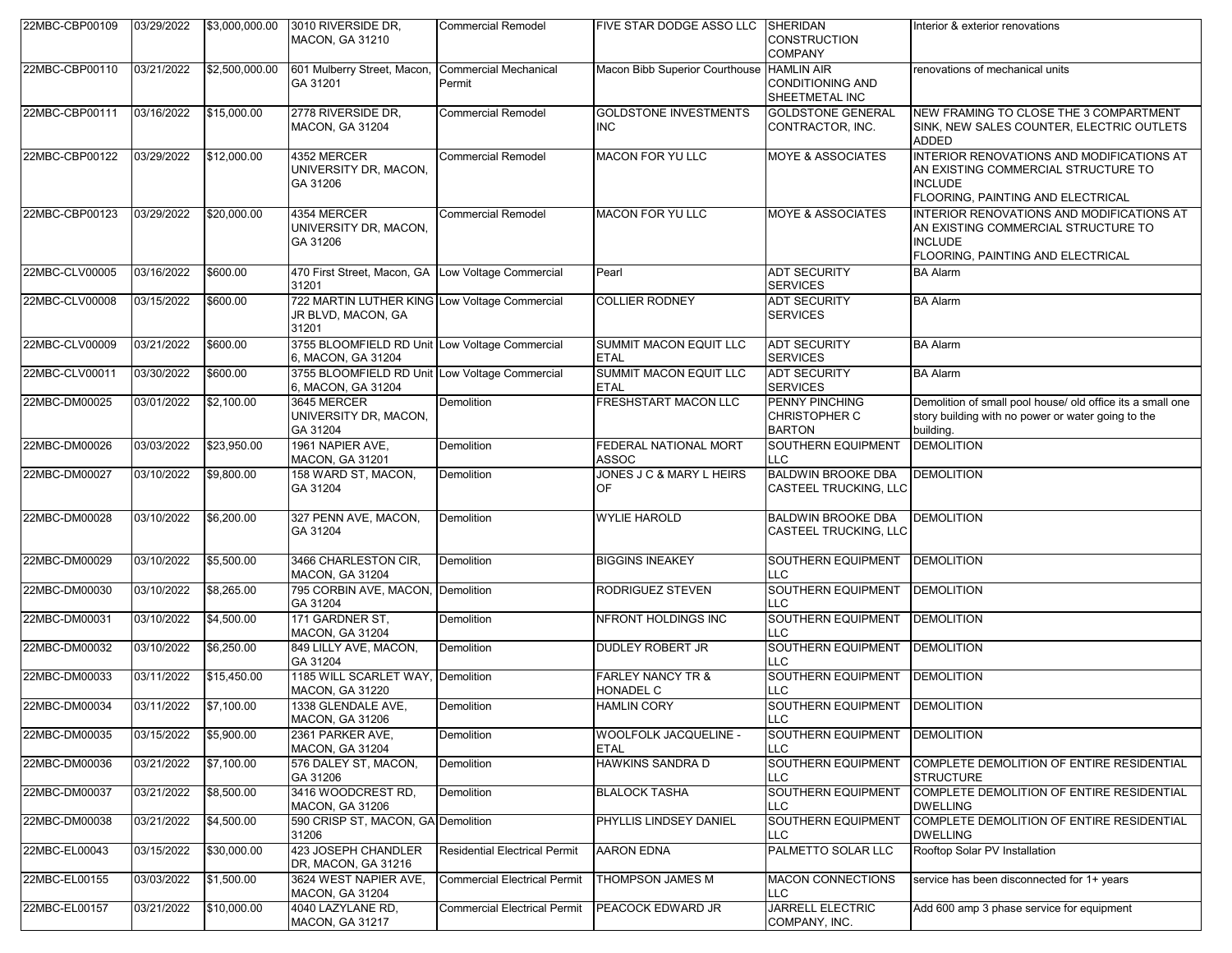| 22MBC-CBP00109 | 03/29/2022 | $3,000,000.00 | 3010 RIVERSIDE DR, MACON, GA 31210 | Commercial Remodel | FIVE STAR DODGE ASSO LLC | SHERIDAN CONSTRUCTION COMPANY | Interior & exterior renovations |
|---|---|---|---|---|---|---|---|
| 22MBC-CBP00110 | 03/21/2022 | $2,500,000.00 | 601 Mulberry Street, Macon, GA 31201 | Commercial Mechanical Permit | Macon Bibb Superior Courthouse | HAMLIN AIR CONDITIONING AND SHEETMETAL INC | renovations of mechanical units |
| 22MBC-CBP00111 | 03/16/2022 | $15,000.00 | 2778 RIVERSIDE DR, MACON, GA 31204 | Commercial Remodel | GOLDSTONE INVESTMENTS INC | GOLDSTONE GENERAL CONTRACTOR, INC. | NEW FRAMING TO CLOSE THE 3 COMPARTMENT SINK, NEW SALES COUNTER, ELECTRIC OUTLETS ADDED |
| 22MBC-CBP00122 | 03/29/2022 | $12,000.00 | 4352 MERCER UNIVERSITY DR, MACON, GA 31206 | Commercial Remodel | MACON FOR YU LLC | MOYE & ASSOCIATES | INTERIOR RENOVATIONS AND MODIFICATIONS AT AN EXISTING COMMERCIAL STRUCTURE TO INCLUDE FLOORING, PAINTING AND ELECTRICAL |
| 22MBC-CBP00123 | 03/29/2022 | $20,000.00 | 4354 MERCER UNIVERSITY DR, MACON, GA 31206 | Commercial Remodel | MACON FOR YU LLC | MOYE & ASSOCIATES | INTERIOR RENOVATIONS AND MODIFICATIONS AT AN EXISTING COMMERCIAL STRUCTURE TO INCLUDE FLOORING, PAINTING AND ELECTRICAL |
| 22MBC-CLV00005 | 03/16/2022 | $600.00 | 470 First Street, Macon, GA 31201 | Low Voltage Commercial | Pearl | ADT SECURITY SERVICES | BA Alarm |
| 22MBC-CLV00008 | 03/15/2022 | $600.00 | 722 MARTIN LUTHER KING JR BLVD, MACON, GA 31201 | Low Voltage Commercial | COLLIER RODNEY | ADT SECURITY SERVICES | BA Alarm |
| 22MBC-CLV00009 | 03/21/2022 | $600.00 | 3755 BLOOMFIELD RD Unit 6, MACON, GA 31204 | Low Voltage Commercial | SUMMIT MACON EQUIT LLC ETAL | ADT SECURITY SERVICES | BA Alarm |
| 22MBC-CLV00011 | 03/30/2022 | $600.00 | 3755 BLOOMFIELD RD Unit 6, MACON, GA 31204 | Low Voltage Commercial | SUMMIT MACON EQUIT LLC ETAL | ADT SECURITY SERVICES | BA Alarm |
| 22MBC-DM00025 | 03/01/2022 | $2,100.00 | 3645 MERCER UNIVERSITY DR, MACON, GA 31204 | Demolition | FRESHSTART MACON LLC | PENNY PINCHING CHRISTOPHER C BARTON | Demolition of small pool house/ old office its a small one story building with no power or water going to the building. |
| 22MBC-DM00026 | 03/03/2022 | $23,950.00 | 1961 NAPIER AVE, MACON, GA 31201 | Demolition | FEDERAL NATIONAL MORT ASSOC | SOUTHERN EQUIPMENT LLC | DEMOLITION |
| 22MBC-DM00027 | 03/10/2022 | $9,800.00 | 158 WARD ST, MACON, GA 31204 | Demolition | JONES J C & MARY L HEIRS OF | BALDWIN BROOKE DBA CASTEEL TRUCKING, LLC | DEMOLITION |
| 22MBC-DM00028 | 03/10/2022 | $6,200.00 | 327 PENN AVE, MACON, GA 31204 | Demolition | WYLIE HAROLD | BALDWIN BROOKE DBA CASTEEL TRUCKING, LLC | DEMOLITION |
| 22MBC-DM00029 | 03/10/2022 | $5,500.00 | 3466 CHARLESTON CIR, MACON, GA 31204 | Demolition | BIGGINS INEAKEY | SOUTHERN EQUIPMENT LLC | DEMOLITION |
| 22MBC-DM00030 | 03/10/2022 | $8,265.00 | 795 CORBIN AVE, MACON, GA 31204 | Demolition | RODRIGUEZ STEVEN | SOUTHERN EQUIPMENT LLC | DEMOLITION |
| 22MBC-DM00031 | 03/10/2022 | $4,500.00 | 171 GARDNER ST, MACON, GA 31204 | Demolition | NFRONT HOLDINGS INC | SOUTHERN EQUIPMENT LLC | DEMOLITION |
| 22MBC-DM00032 | 03/10/2022 | $6,250.00 | 849 LILLY AVE, MACON, GA 31204 | Demolition | DUDLEY ROBERT JR | SOUTHERN EQUIPMENT LLC | DEMOLITION |
| 22MBC-DM00033 | 03/11/2022 | $15,450.00 | 1185 WILL SCARLET WAY, MACON, GA 31220 | Demolition | FARLEY NANCY TR & HONADEL C | SOUTHERN EQUIPMENT LLC | DEMOLITION |
| 22MBC-DM00034 | 03/11/2022 | $7,100.00 | 1338 GLENDALE AVE, MACON, GA 31206 | Demolition | HAMLIN CORY | SOUTHERN EQUIPMENT LLC | DEMOLITION |
| 22MBC-DM00035 | 03/15/2022 | $5,900.00 | 2361 PARKER AVE, MACON, GA 31204 | Demolition | WOOLFOLK JACQUELINE - ETAL | SOUTHERN EQUIPMENT LLC | DEMOLITION |
| 22MBC-DM00036 | 03/21/2022 | $7,100.00 | 576 DALEY ST, MACON, GA 31206 | Demolition | HAWKINS SANDRA D | SOUTHERN EQUIPMENT LLC | COMPLETE DEMOLITION OF ENTIRE RESIDENTIAL STRUCTURE |
| 22MBC-DM00037 | 03/21/2022 | $8,500.00 | 3416 WOODCREST RD, MACON, GA 31206 | Demolition | BLALOCK TASHA | SOUTHERN EQUIPMENT LLC | COMPLETE DEMOLITION OF ENTIRE RESIDENTIAL DWELLING |
| 22MBC-DM00038 | 03/21/2022 | $4,500.00 | 590 CRISP ST, MACON, GA 31206 | Demolition | PHYLLIS LINDSEY DANIEL | SOUTHERN EQUIPMENT LLC | COMPLETE DEMOLITION OF ENTIRE RESIDENTIAL DWELLING |
| 22MBC-EL00043 | 03/15/2022 | $30,000.00 | 423 JOSEPH CHANDLER DR, MACON, GA 31216 | Residential Electrical Permit | AARON EDNA | PALMETTO SOLAR LLC | Rooftop Solar PV Installation |
| 22MBC-EL00155 | 03/03/2022 | $1,500.00 | 3624 WEST NAPIER AVE, MACON, GA 31204 | Commercial Electrical Permit | THOMPSON JAMES M | MACON CONNECTIONS LLC | service has been disconnected for 1+ years |
| 22MBC-EL00157 | 03/21/2022 | $10,000.00 | 4040 LAZYLANE RD, MACON, GA 31217 | Commercial Electrical Permit | PEACOCK EDWARD JR | JARRELL ELECTRIC COMPANY, INC. | Add 600 amp 3 phase service for equipment |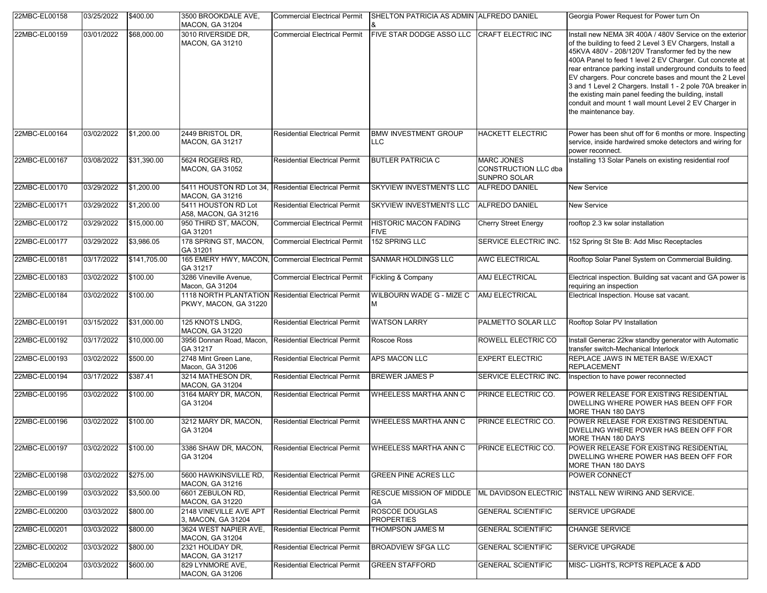| | | | | | | | |
|---|---|---|---|---|---|---|---|
| 22MBC-EL00158 | 03/25/2022 | $400.00 | 3500 BROOKDALE AVE, MACON, GA 31204 | Commercial Electrical Permit | SHELTON PATRICIA AS ADMIN & | ALFREDO DANIEL | Georgia Power Request for Power turn On |
| 22MBC-EL00159 | 03/01/2022 | $68,000.00 | 3010 RIVERSIDE DR, MACON, GA 31210 | Commercial Electrical Permit | FIVE STAR DODGE ASSO LLC | CRAFT ELECTRIC INC | Install new NEMA 3R 400A / 480V Service on the exterior of the building to feed 2 Level 3 EV Chargers, Install a 45KVA 480V - 208/120V Transformer fed by the new 400A Panel to feed 1 level 2 EV Charger. Cut concrete at rear entrance parking install underground conduits to feed EV chargers. Pour concrete bases and mount the 2 Level 3 and 1 Level 2 Chargers. Install 1 - 2 pole 70A breaker in the existing main panel feeding the building, install conduit and mount 1 wall mount Level 2 EV Charger in the maintenance bay. |
| 22MBC-EL00164 | 03/02/2022 | $1,200.00 | 2449 BRISTOL DR, MACON, GA 31217 | Residential Electrical Permit | BMW INVESTMENT GROUP LLC | HACKETT ELECTRIC | Power has been shut off for 6 months or more. Inspecting service, inside hardwired smoke detectors and wiring for power reconnect. |
| 22MBC-EL00167 | 03/08/2022 | $31,390.00 | 5624 ROGERS RD, MACON, GA 31052 | Residential Electrical Permit | BUTLER PATRICIA C | MARC JONES CONSTRUCTION LLC dba SUNPRO SOLAR | Installing 13 Solar Panels on existing residential roof |
| 22MBC-EL00170 | 03/29/2022 | $1,200.00 | 5411 HOUSTON RD Lot 34, MACON, GA 31216 | Residential Electrical Permit | SKYVIEW INVESTMENTS LLC | ALFREDO DANIEL | New Service |
| 22MBC-EL00171 | 03/29/2022 | $1,200.00 | 5411 HOUSTON RD Lot A58, MACON, GA 31216 | Residential Electrical Permit | SKYVIEW INVESTMENTS LLC | ALFREDO DANIEL | New Service |
| 22MBC-EL00172 | 03/29/2022 | $15,000.00 | 950 THIRD ST, MACON, GA 31201 | Commercial Electrical Permit | HISTORIC MACON FADING FIVE | Cherry Street Energy | rooftop 2.3 kw solar installation |
| 22MBC-EL00177 | 03/29/2022 | $3,986.05 | 178 SPRING ST, MACON, GA 31201 | Commercial Electrical Permit | 152 SPRING LLC | SERVICE ELECTRIC INC. | 152 Spring St Ste B: Add Misc Receptacles |
| 22MBC-EL00181 | 03/17/2022 | $141,705.00 | 165 EMERY HWY, MACON, GA 31217 | Commercial Electrical Permit | SANMAR HOLDINGS LLC | AWC ELECTRICAL | Rooftop Solar Panel System on Commercial Building. |
| 22MBC-EL00183 | 03/02/2022 | $100.00 | 3286 Vineville Avenue, Macon, GA 31204 | Commercial Electrical Permit | Fickling & Company | AMJ ELECTRICAL | Electrical inspection. Building sat vacant and GA power is requiring an inspection |
| 22MBC-EL00184 | 03/02/2022 | $100.00 | 1118 NORTH PLANTATION PKWY, MACON, GA 31220 | Residential Electrical Permit | WILBOURN WADE G - MIZE C M | AMJ ELECTRICAL | Electrical Inspection. House sat vacant. |
| 22MBC-EL00191 | 03/15/2022 | $31,000.00 | 125 KNOTS LNDG, MACON, GA 31220 | Residential Electrical Permit | WATSON LARRY | PALMETTO SOLAR LLC | Rooftop Solar PV Installation |
| 22MBC-EL00192 | 03/17/2022 | $10,000.00 | 3956 Donnan Road, Macon, GA 31217 | Residential Electrical Permit | Roscoe Ross | ROWELL ELECTRIC CO | Install Generac 22kw standby generator with Automatic transfer switch-Mechanical Interlock |
| 22MBC-EL00193 | 03/02/2022 | $500.00 | 2748 Mint Green Lane, Macon, GA 31206 | Residential Electrical Permit | APS MACON LLC | EXPERT ELECTRIC | REPLACE JAWS IN METER BASE W/EXACT REPLACEMENT |
| 22MBC-EL00194 | 03/17/2022 | $387.41 | 3214 MATHESON DR, MACON, GA 31204 | Residential Electrical Permit | BREWER JAMES P | SERVICE ELECTRIC INC. | Inspection to have power reconnected |
| 22MBC-EL00195 | 03/02/2022 | $100.00 | 3164 MARY DR, MACON, GA 31204 | Residential Electrical Permit | WHEELESS MARTHA ANN C | PRINCE ELECTRIC CO. | POWER RELEASE FOR EXISTING RESIDENTIAL DWELLING WHERE POWER HAS BEEN OFF FOR MORE THAN 180 DAYS |
| 22MBC-EL00196 | 03/02/2022 | $100.00 | 3212 MARY DR, MACON, GA 31204 | Residential Electrical Permit | WHEELESS MARTHA ANN C | PRINCE ELECTRIC CO. | POWER RELEASE FOR EXISTING RESIDENTIAL DWELLING WHERE POWER HAS BEEN OFF FOR MORE THAN 180 DAYS |
| 22MBC-EL00197 | 03/02/2022 | $100.00 | 3386 SHAW DR, MACON, GA 31204 | Residential Electrical Permit | WHEELESS MARTHA ANN C | PRINCE ELECTRIC CO. | POWER RELEASE FOR EXISTING RESIDENTIAL DWELLING WHERE POWER HAS BEEN OFF FOR MORE THAN 180 DAYS |
| 22MBC-EL00198 | 03/02/2022 | $275.00 | 5600 HAWKINSVILLE RD, MACON, GA 31216 | Residential Electrical Permit | GREEN PINE ACRES LLC | | POWER CONNECT |
| 22MBC-EL00199 | 03/03/2022 | $3,500.00 | 6601 ZEBULON RD, MACON, GA 31220 | Residential Electrical Permit | RESCUE MISSION OF MIDDLE GA | ML DAVIDSON ELECTRIC | INSTALL NEW WIRING AND SERVICE. |
| 22MBC-EL00200 | 03/03/2022 | $800.00 | 2148 VINEVILLE AVE APT 3, MACON, GA 31204 | Residential Electrical Permit | ROSCOE DOUGLAS PROPERTIES | GENERAL SCIENTIFIC | SERVICE UPGRADE |
| 22MBC-EL00201 | 03/03/2022 | $800.00 | 3624 WEST NAPIER AVE, MACON, GA 31204 | Residential Electrical Permit | THOMPSON JAMES M | GENERAL SCIENTIFIC | CHANGE SERVICE |
| 22MBC-EL00202 | 03/03/2022 | $800.00 | 2321 HOLIDAY DR, MACON, GA 31217 | Residential Electrical Permit | BROADVIEW SFGA LLC | GENERAL SCIENTIFIC | SERVICE UPGRADE |
| 22MBC-EL00204 | 03/03/2022 | $600.00 | 829 LYNMORE AVE, MACON, GA 31206 | Residential Electrical Permit | GREEN STAFFORD | GENERAL SCIENTIFIC | MISC- LIGHTS, RCPTS REPLACE & ADD |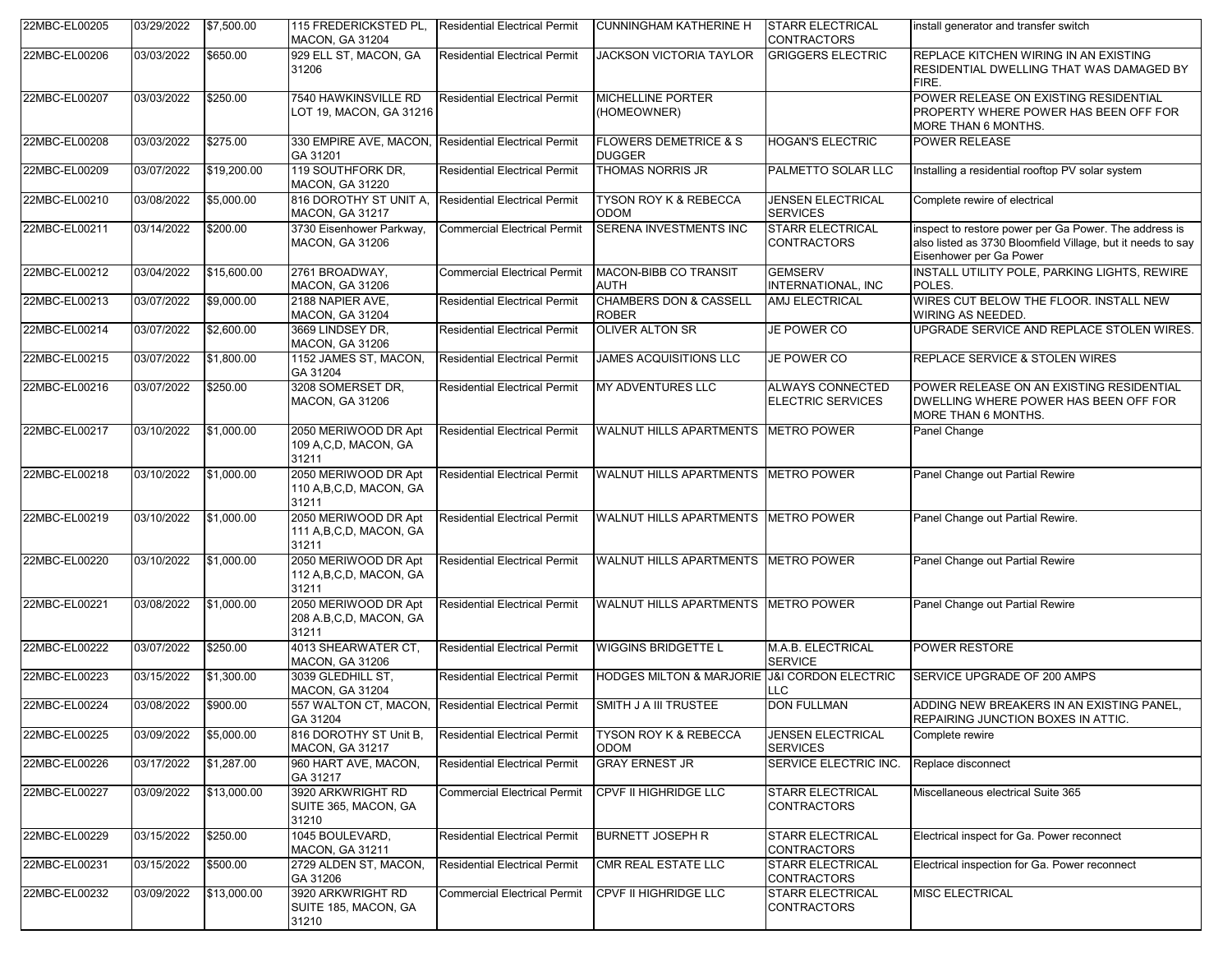| | | | | | | | |
|---|---|---|---|---|---|---|---|
| 22MBC-EL00205 | 03/29/2022 | $7,500.00 | 115 FREDERICKSTED PL, MACON, GA 31204 | Residential Electrical Permit | CUNNINGHAM KATHERINE H | STARR ELECTRICAL CONTRACTORS | install generator and transfer switch |
| 22MBC-EL00206 | 03/03/2022 | $650.00 | 929 ELL ST, MACON, GA 31206 | Residential Electrical Permit | JACKSON VICTORIA TAYLOR | GRIGGERS ELECTRIC | REPLACE KITCHEN WIRING IN AN EXISTING RESIDENTIAL DWELLING THAT WAS DAMAGED BY FIRE. |
| 22MBC-EL00207 | 03/03/2022 | $250.00 | 7540 HAWKINSVILLE RD LOT 19, MACON, GA 31216 | Residential Electrical Permit | MICHELLINE PORTER (HOMEOWNER) | | POWER RELEASE ON EXISTING RESIDENTIAL PROPERTY WHERE POWER HAS BEEN OFF FOR MORE THAN 6 MONTHS. |
| 22MBC-EL00208 | 03/03/2022 | $275.00 | 330 EMPIRE AVE, MACON, GA 31201 | Residential Electrical Permit | FLOWERS DEMETRICE & S DUGGER | HOGAN'S ELECTRIC | POWER RELEASE |
| 22MBC-EL00209 | 03/07/2022 | $19,200.00 | 119 SOUTHFORK DR, MACON, GA 31220 | Residential Electrical Permit | THOMAS NORRIS JR | PALMETTO SOLAR LLC | Installing a residential rooftop PV solar system |
| 22MBC-EL00210 | 03/08/2022 | $5,000.00 | 816 DOROTHY ST UNIT A, MACON, GA 31217 | Residential Electrical Permit | TYSON ROY K & REBECCA ODOM | JENSEN ELECTRICAL SERVICES | Complete rewire of electrical |
| 22MBC-EL00211 | 03/14/2022 | $200.00 | 3730 Eisenhower Parkway, MACON, GA 31206 | Commercial Electrical Permit | SERENA INVESTMENTS INC | STARR ELECTRICAL CONTRACTORS | inspect to restore power per Ga Power. The address is also listed as 3730 Bloomfield Village, but it needs to say Eisenhower per Ga Power |
| 22MBC-EL00212 | 03/04/2022 | $15,600.00 | 2761 BROADWAY, MACON, GA 31206 | Commercial Electrical Permit | MACON-BIBB CO TRANSIT AUTH | GEMSERV INTERNATIONAL, INC | INSTALL UTILITY POLE, PARKING LIGHTS, REWIRE POLES. |
| 22MBC-EL00213 | 03/07/2022 | $9,000.00 | 2188 NAPIER AVE, MACON, GA 31204 | Residential Electrical Permit | CHAMBERS DON & CASSELL ROBER | AMJ ELECTRICAL | WIRES CUT BELOW THE FLOOR. INSTALL NEW WIRING AS NEEDED. |
| 22MBC-EL00214 | 03/07/2022 | $2,600.00 | 3669 LINDSEY DR, MACON, GA 31206 | Residential Electrical Permit | OLIVER ALTON SR | JE POWER CO | UPGRADE SERVICE AND REPLACE STOLEN WIRES. |
| 22MBC-EL00215 | 03/07/2022 | $1,800.00 | 1152 JAMES ST, MACON, GA 31204 | Residential Electrical Permit | JAMES ACQUISITIONS LLC | JE POWER CO | REPLACE SERVICE & STOLEN WIRES |
| 22MBC-EL00216 | 03/07/2022 | $250.00 | 3208 SOMERSET DR, MACON, GA 31206 | Residential Electrical Permit | MY ADVENTURES LLC | ALWAYS CONNECTED ELECTRIC SERVICES | POWER RELEASE ON AN EXISTING RESIDENTIAL DWELLING WHERE POWER HAS BEEN OFF FOR MORE THAN 6 MONTHS. |
| 22MBC-EL00217 | 03/10/2022 | $1,000.00 | 2050 MERIWOOD DR Apt 109 A,C,D, MACON, GA 31211 | Residential Electrical Permit | WALNUT HILLS APARTMENTS | METRO POWER | Panel Change |
| 22MBC-EL00218 | 03/10/2022 | $1,000.00 | 2050 MERIWOOD DR Apt 110 A,B,C,D, MACON, GA 31211 | Residential Electrical Permit | WALNUT HILLS APARTMENTS | METRO POWER | Panel Change out Partial Rewire |
| 22MBC-EL00219 | 03/10/2022 | $1,000.00 | 2050 MERIWOOD DR Apt 111 A,B,C,D, MACON, GA 31211 | Residential Electrical Permit | WALNUT HILLS APARTMENTS | METRO POWER | Panel Change out Partial Rewire. |
| 22MBC-EL00220 | 03/10/2022 | $1,000.00 | 2050 MERIWOOD DR Apt 112 A,B,C,D, MACON, GA 31211 | Residential Electrical Permit | WALNUT HILLS APARTMENTS | METRO POWER | Panel Change out Partial Rewire |
| 22MBC-EL00221 | 03/08/2022 | $1,000.00 | 2050 MERIWOOD DR Apt 208 A.B,C,D, MACON, GA 31211 | Residential Electrical Permit | WALNUT HILLS APARTMENTS | METRO POWER | Panel Change out Partial Rewire |
| 22MBC-EL00222 | 03/07/2022 | $250.00 | 4013 SHEARWATER CT, MACON, GA 31206 | Residential Electrical Permit | WIGGINS BRIDGETTE L | M.A.B. ELECTRICAL SERVICE | POWER RESTORE |
| 22MBC-EL00223 | 03/15/2022 | $1,300.00 | 3039 GLEDHILL ST, MACON, GA 31204 | Residential Electrical Permit | HODGES MILTON & MARJORIE | J&I CORDON ELECTRIC LLC | SERVICE UPGRADE OF 200 AMPS |
| 22MBC-EL00224 | 03/08/2022 | $900.00 | 557 WALTON CT, MACON, GA 31204 | Residential Electrical Permit | SMITH J A III TRUSTEE | DON FULLMAN | ADDING NEW BREAKERS IN AN EXISTING PANEL, REPAIRING JUNCTION BOXES IN ATTIC. |
| 22MBC-EL00225 | 03/09/2022 | $5,000.00 | 816 DOROTHY ST Unit B, MACON, GA 31217 | Residential Electrical Permit | TYSON ROY K & REBECCA ODOM | JENSEN ELECTRICAL SERVICES | Complete rewire |
| 22MBC-EL00226 | 03/17/2022 | $1,287.00 | 960 HART AVE, MACON, GA 31217 | Residential Electrical Permit | GRAY ERNEST JR | SERVICE ELECTRIC INC. | Replace disconnect |
| 22MBC-EL00227 | 03/09/2022 | $13,000.00 | 3920 ARKWRIGHT RD SUITE 365, MACON, GA 31210 | Commercial Electrical Permit | CPVF II HIGHRIDGE LLC | STARR ELECTRICAL CONTRACTORS | Miscellaneous electrical Suite 365 |
| 22MBC-EL00229 | 03/15/2022 | $250.00 | 1045 BOULEVARD, MACON, GA 31211 | Residential Electrical Permit | BURNETT JOSEPH R | STARR ELECTRICAL CONTRACTORS | Electrical inspect for Ga. Power reconnect |
| 22MBC-EL00231 | 03/15/2022 | $500.00 | 2729 ALDEN ST, MACON, GA 31206 | Residential Electrical Permit | CMR REAL ESTATE LLC | STARR ELECTRICAL CONTRACTORS | Electrical inspection for Ga. Power reconnect |
| 22MBC-EL00232 | 03/09/2022 | $13,000.00 | 3920 ARKWRIGHT RD SUITE 185, MACON, GA 31210 | Commercial Electrical Permit | CPVF II HIGHRIDGE LLC | STARR ELECTRICAL CONTRACTORS | MISC ELECTRICAL |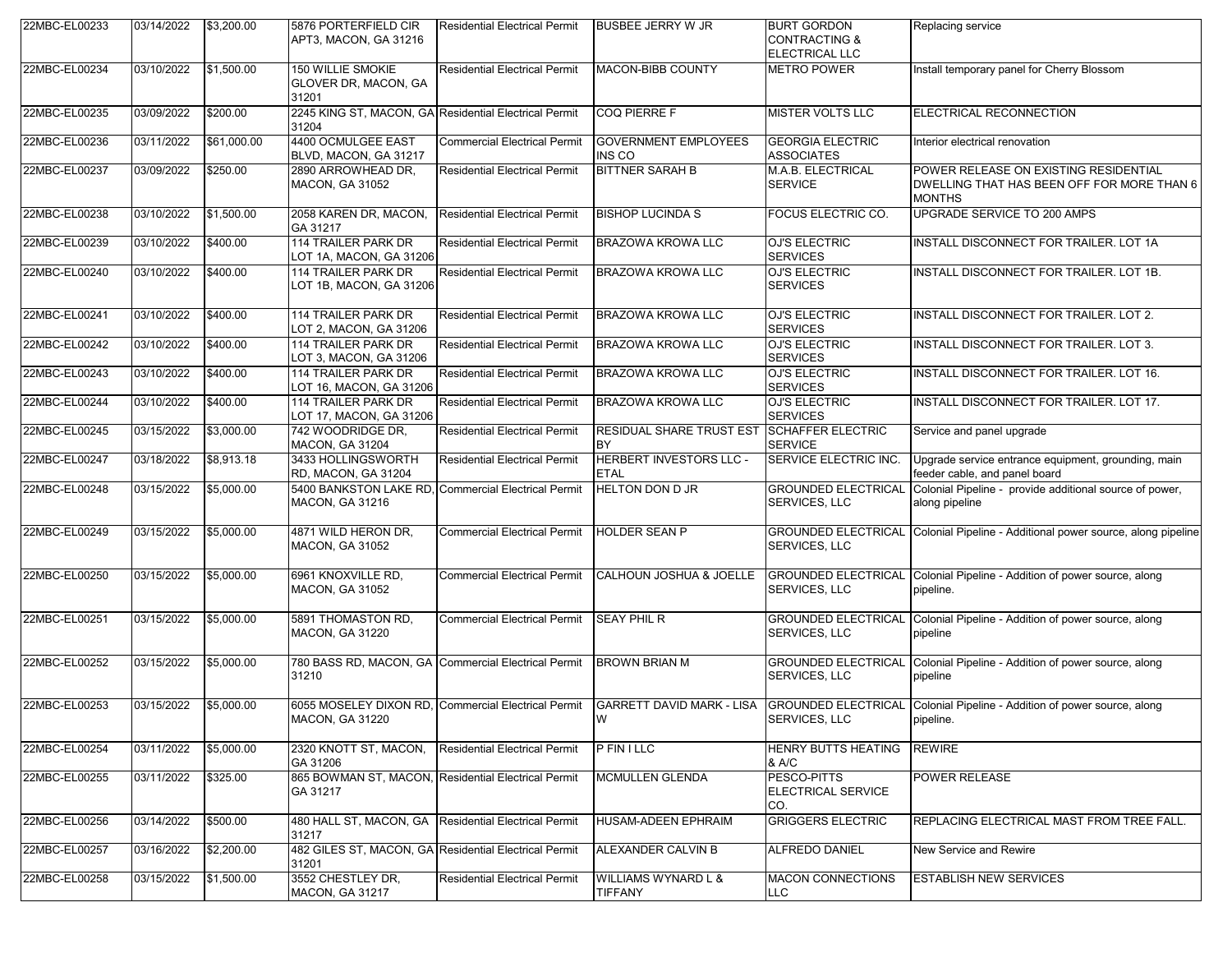| 22MBC-EL00233 | 03/14/2022 | $3,200.00 | 5876 PORTERFIELD CIR APT3, MACON, GA 31216 | Residential Electrical Permit | BUSBEE JERRY W JR | BURT GORDON CONTRACTING & ELECTRICAL LLC | Replacing service |
|---|---|---|---|---|---|---|---|
| 22MBC-EL00234 | 03/10/2022 | $1,500.00 | 150 WILLIE SMOKIE GLOVER DR, MACON, GA 31201 | Residential Electrical Permit | MACON-BIBB COUNTY | METRO POWER | Install temporary panel for Cherry Blossom |
| 22MBC-EL00235 | 03/09/2022 | $200.00 | 2245 KING ST, MACON, GA 31204 | Residential Electrical Permit | COQ PIERRE F | MISTER VOLTS LLC | ELECTRICAL RECONNECTION |
| 22MBC-EL00236 | 03/11/2022 | $61,000.00 | 4400 OCMULGEE EAST BLVD, MACON, GA 31217 | Commercial Electrical Permit | GOVERNMENT EMPLOYEES INS CO | GEORGIA ELECTRIC ASSOCIATES | Interior electrical renovation |
| 22MBC-EL00237 | 03/09/2022 | $250.00 | 2890 ARROWHEAD DR, MACON, GA 31052 | Residential Electrical Permit | BITTNER SARAH B | M.A.B. ELECTRICAL SERVICE | POWER RELEASE ON EXISTING RESIDENTIAL DWELLING THAT HAS BEEN OFF FOR MORE THAN 6 MONTHS |
| 22MBC-EL00238 | 03/10/2022 | $1,500.00 | 2058 KAREN DR, MACON, GA 31217 | Residential Electrical Permit | BISHOP LUCINDA S | FOCUS ELECTRIC CO. | UPGRADE SERVICE TO 200 AMPS |
| 22MBC-EL00239 | 03/10/2022 | $400.00 | 114 TRAILER PARK DR LOT 1A, MACON, GA 31206 | Residential Electrical Permit | BRAZOWA KROWA LLC | OJ'S ELECTRIC SERVICES | INSTALL DISCONNECT FOR TRAILER. LOT 1A |
| 22MBC-EL00240 | 03/10/2022 | $400.00 | 114 TRAILER PARK DR LOT 1B, MACON, GA 31206 | Residential Electrical Permit | BRAZOWA KROWA LLC | OJ'S ELECTRIC SERVICES | INSTALL DISCONNECT FOR TRAILER. LOT 1B. |
| 22MBC-EL00241 | 03/10/2022 | $400.00 | 114 TRAILER PARK DR LOT 2, MACON, GA 31206 | Residential Electrical Permit | BRAZOWA KROWA LLC | OJ'S ELECTRIC SERVICES | INSTALL DISCONNECT FOR TRAILER. LOT 2. |
| 22MBC-EL00242 | 03/10/2022 | $400.00 | 114 TRAILER PARK DR LOT 3, MACON, GA 31206 | Residential Electrical Permit | BRAZOWA KROWA LLC | OJ'S ELECTRIC SERVICES | INSTALL DISCONNECT FOR TRAILER. LOT 3. |
| 22MBC-EL00243 | 03/10/2022 | $400.00 | 114 TRAILER PARK DR LOT 16, MACON, GA 31206 | Residential Electrical Permit | BRAZOWA KROWA LLC | OJ'S ELECTRIC SERVICES | INSTALL DISCONNECT FOR TRAILER. LOT 16. |
| 22MBC-EL00244 | 03/10/2022 | $400.00 | 114 TRAILER PARK DR LOT 17, MACON, GA 31206 | Residential Electrical Permit | BRAZOWA KROWA LLC | OJ'S ELECTRIC SERVICES | INSTALL DISCONNECT FOR TRAILER. LOT 17. |
| 22MBC-EL00245 | 03/15/2022 | $3,000.00 | 742 WOODRIDGE DR, MACON, GA 31204 | Residential Electrical Permit | RESIDUAL SHARE TRUST EST BY | SCHAFFER ELECTRIC SERVICE | Service and panel upgrade |
| 22MBC-EL00247 | 03/18/2022 | $8,913.18 | 3433 HOLLINGSWORTH RD, MACON, GA 31204 | Residential Electrical Permit | HERBERT INVESTORS LLC - ETAL | SERVICE ELECTRIC INC. | Upgrade service entrance equipment, grounding, main feeder cable, and panel board |
| 22MBC-EL00248 | 03/15/2022 | $5,000.00 | 5400 BANKSTON LAKE RD, MACON, GA 31216 | Commercial Electrical Permit | HELTON DON D JR | GROUNDED ELECTRICAL SERVICES, LLC | Colonial Pipeline - provide additional source of power, along pipeline |
| 22MBC-EL00249 | 03/15/2022 | $5,000.00 | 4871 WILD HERON DR, MACON, GA 31052 | Commercial Electrical Permit | HOLDER SEAN P | GROUNDED ELECTRICAL SERVICES, LLC | Colonial Pipeline - Additional power source, along pipeline |
| 22MBC-EL00250 | 03/15/2022 | $5,000.00 | 6961 KNOXVILLE RD, MACON, GA 31052 | Commercial Electrical Permit | CALHOUN JOSHUA & JOELLE | GROUNDED ELECTRICAL SERVICES, LLC | Colonial Pipeline - Addition of power source, along pipeline. |
| 22MBC-EL00251 | 03/15/2022 | $5,000.00 | 5891 THOMASTON RD, MACON, GA 31220 | Commercial Electrical Permit | SEAY PHIL R | GROUNDED ELECTRICAL SERVICES, LLC | Colonial Pipeline - Addition of power source, along pipeline |
| 22MBC-EL00252 | 03/15/2022 | $5,000.00 | 780 BASS RD, MACON, GA 31210 | Commercial Electrical Permit | BROWN BRIAN M | GROUNDED ELECTRICAL SERVICES, LLC | Colonial Pipeline - Addition of power source, along pipeline |
| 22MBC-EL00253 | 03/15/2022 | $5,000.00 | 6055 MOSELEY DIXON RD, MACON, GA 31220 | Commercial Electrical Permit | GARRETT DAVID MARK - LISA W | GROUNDED ELECTRICAL SERVICES, LLC | Colonial Pipeline - Addition of power source, along pipeline. |
| 22MBC-EL00254 | 03/11/2022 | $5,000.00 | 2320 KNOTT ST, MACON, GA 31206 | Residential Electrical Permit | P FIN I LLC | HENRY BUTTS HEATING & A/C | REWIRE |
| 22MBC-EL00255 | 03/11/2022 | $325.00 | 865 BOWMAN ST, MACON, GA 31217 | Residential Electrical Permit | MCMULLEN GLENDA | PESCO-PITTS ELECTRICAL SERVICE CO. | POWER RELEASE |
| 22MBC-EL00256 | 03/14/2022 | $500.00 | 480 HALL ST, MACON, GA 31217 | Residential Electrical Permit | HUSAM-ADEEN EPHRAIM | GRIGGERS ELECTRIC | REPLACING ELECTRICAL MAST FROM TREE FALL. |
| 22MBC-EL00257 | 03/16/2022 | $2,200.00 | 482 GILES ST, MACON, GA 31201 | Residential Electrical Permit | ALEXANDER CALVIN B | ALFREDO DANIEL | New Service and Rewire |
| 22MBC-EL00258 | 03/15/2022 | $1,500.00 | 3552 CHESTLEY DR, MACON, GA 31217 | Residential Electrical Permit | WILLIAMS WYNARD L & TIFFANY | MACON CONNECTIONS LLC | ESTABLISH NEW SERVICES |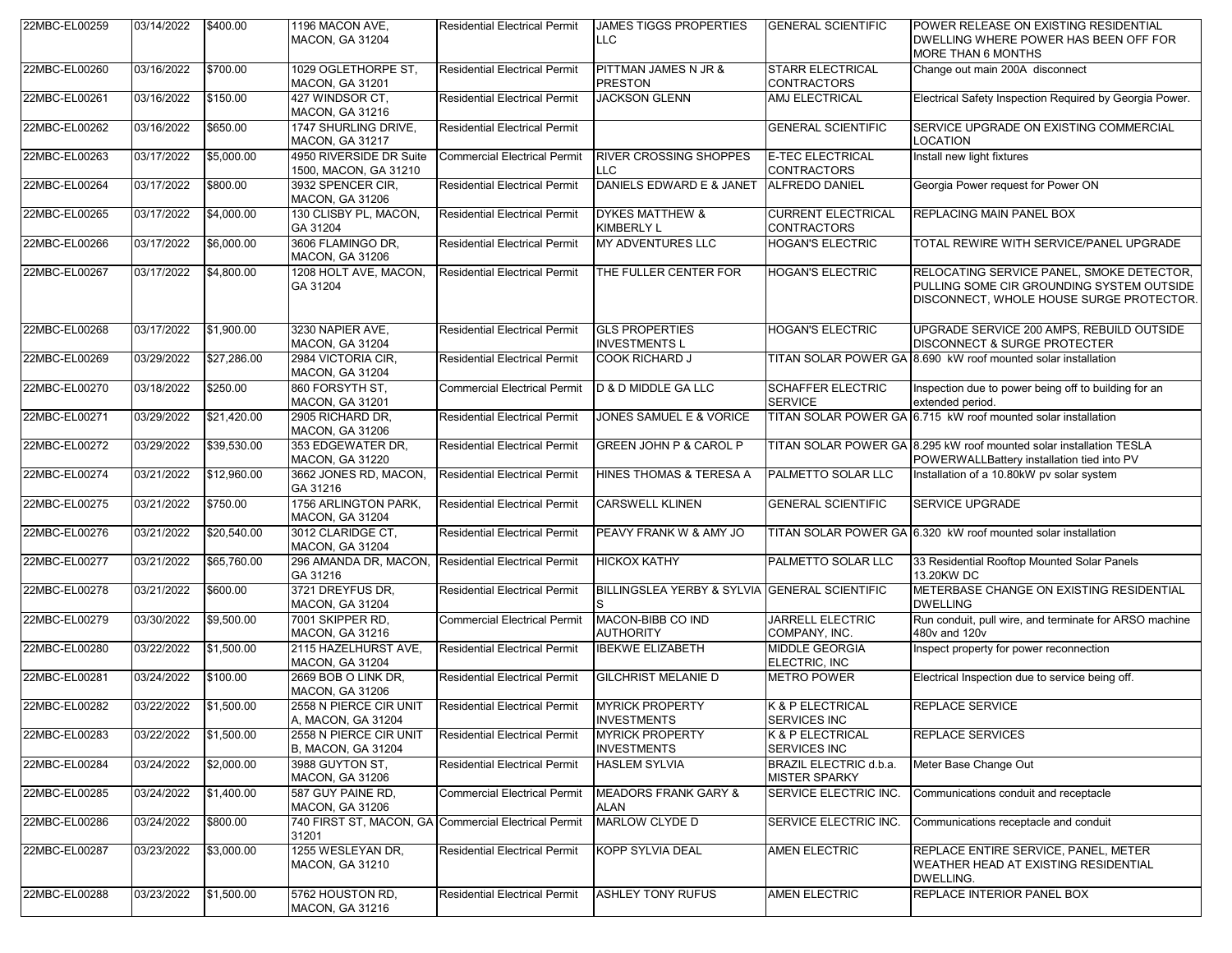| | | | | | | | |
|---|---|---|---|---|---|---|---|
| 22MBC-EL00259 | 03/14/2022 | $400.00 | 1196 MACON AVE, MACON, GA 31204 | Residential Electrical Permit | JAMES TIGGS PROPERTIES LLC | GENERAL SCIENTIFIC | POWER RELEASE ON EXISTING RESIDENTIAL DWELLING WHERE POWER HAS BEEN OFF FOR MORE THAN 6 MONTHS |
| 22MBC-EL00260 | 03/16/2022 | $700.00 | 1029 OGLETHORPE ST, MACON, GA 31201 | Residential Electrical Permit | PITTMAN JAMES N JR & PRESTON | STARR ELECTRICAL CONTRACTORS | Change out main 200A disconnect |
| 22MBC-EL00261 | 03/16/2022 | $150.00 | 427 WINDSOR CT, MACON, GA 31216 | Residential Electrical Permit | JACKSON GLENN | AMJ ELECTRICAL | Electrical Safety Inspection Required by Georgia Power. |
| 22MBC-EL00262 | 03/16/2022 | $650.00 | 1747 SHURLING DRIVE, MACON, GA 31217 | Residential Electrical Permit | | GENERAL SCIENTIFIC | SERVICE UPGRADE ON EXISTING COMMERCIAL LOCATION |
| 22MBC-EL00263 | 03/17/2022 | $5,000.00 | 4950 RIVERSIDE DR Suite 1500, MACON, GA 31210 | Commercial Electrical Permit | RIVER CROSSING SHOPPES LLC | E-TEC ELECTRICAL CONTRACTORS | Install new light fixtures |
| 22MBC-EL00264 | 03/17/2022 | $800.00 | 3932 SPENCER CIR, MACON, GA 31206 | Residential Electrical Permit | DANIELS EDWARD E & JANET | ALFREDO DANIEL | Georgia Power request for Power ON |
| 22MBC-EL00265 | 03/17/2022 | $4,000.00 | 130 CLISBY PL, MACON, GA 31204 | Residential Electrical Permit | DYKES MATTHEW & KIMBERLY L | CURRENT ELECTRICAL CONTRACTORS | REPLACING MAIN PANEL BOX |
| 22MBC-EL00266 | 03/17/2022 | $6,000.00 | 3606 FLAMINGO DR, MACON, GA 31206 | Residential Electrical Permit | MY ADVENTURES LLC | HOGAN'S ELECTRIC | TOTAL REWIRE WITH SERVICE/PANEL UPGRADE |
| 22MBC-EL00267 | 03/17/2022 | $4,800.00 | 1208 HOLT AVE, MACON, GA 31204 | Residential Electrical Permit | THE FULLER CENTER FOR | HOGAN'S ELECTRIC | RELOCATING SERVICE PANEL, SMOKE DETECTOR, PULLING SOME CIR GROUNDING SYSTEM OUTSIDE DISCONNECT, WHOLE HOUSE SURGE PROTECTOR. |
| 22MBC-EL00268 | 03/17/2022 | $1,900.00 | 3230 NAPIER AVE, MACON, GA 31204 | Residential Electrical Permit | GLS PROPERTIES INVESTMENTS L | HOGAN'S ELECTRIC | UPGRADE SERVICE 200 AMPS, REBUILD OUTSIDE DISCONNECT & SURGE PROTECTER |
| 22MBC-EL00269 | 03/29/2022 | $27,286.00 | 2984 VICTORIA CIR, MACON, GA 31204 | Residential Electrical Permit | COOK RICHARD J | TITAN SOLAR POWER GA | 8.690 kW roof mounted solar installation |
| 22MBC-EL00270 | 03/18/2022 | $250.00 | 860 FORSYTH ST, MACON, GA 31201 | Commercial Electrical Permit | D & D MIDDLE GA LLC | SCHAFFER ELECTRIC SERVICE | Inspection due to power being off to building for an extended period. |
| 22MBC-EL00271 | 03/29/2022 | $21,420.00 | 2905 RICHARD DR, MACON, GA 31206 | Residential Electrical Permit | JONES SAMUEL E & VORICE | TITAN SOLAR POWER GA | 6.715 kW roof mounted solar installation |
| 22MBC-EL00272 | 03/29/2022 | $39,530.00 | 353 EDGEWATER DR, MACON, GA 31220 | Residential Electrical Permit | GREEN JOHN P & CAROL P | TITAN SOLAR POWER GA | 8.295 kW roof mounted solar installation TESLA POWERWALLBattery installation tied into PV |
| 22MBC-EL00274 | 03/21/2022 | $12,960.00 | 3662 JONES RD, MACON, GA 31216 | Residential Electrical Permit | HINES THOMAS & TERESA A | PALMETTO SOLAR LLC | Installation of a 10.80kW pv solar system |
| 22MBC-EL00275 | 03/21/2022 | $750.00 | 1756 ARLINGTON PARK, MACON, GA 31204 | Residential Electrical Permit | CARSWELL KLINEN | GENERAL SCIENTIFIC | SERVICE UPGRADE |
| 22MBC-EL00276 | 03/21/2022 | $20,540.00 | 3012 CLARIDGE CT, MACON, GA 31204 | Residential Electrical Permit | PEAVY FRANK W & AMY JO | TITAN SOLAR POWER GA | 6.320 kW roof mounted solar installation |
| 22MBC-EL00277 | 03/21/2022 | $65,760.00 | 296 AMANDA DR, MACON, GA 31216 | Residential Electrical Permit | HICKOX KATHY | PALMETTO SOLAR LLC | 33 Residential Rooftop Mounted Solar Panels 13.20KW DC |
| 22MBC-EL00278 | 03/21/2022 | $600.00 | 3721 DREYFUS DR, MACON, GA 31204 | Residential Electrical Permit | BILLINGSLEA YERBY & SYLVIA S | GENERAL SCIENTIFIC | METERBASE CHANGE ON EXISTING RESIDENTIAL DWELLING |
| 22MBC-EL00279 | 03/30/2022 | $9,500.00 | 7001 SKIPPER RD, MACON, GA 31216 | Commercial Electrical Permit | MACON-BIBB CO IND AUTHORITY | JARRELL ELECTRIC COMPANY, INC. | Run conduit, pull wire, and terminate for ARSO machine 480v and 120v |
| 22MBC-EL00280 | 03/22/2022 | $1,500.00 | 2115 HAZELHURST AVE, MACON, GA 31204 | Residential Electrical Permit | IBEKWE ELIZABETH | MIDDLE GEORGIA ELECTRIC, INC | Inspect property for power reconnection |
| 22MBC-EL00281 | 03/24/2022 | $100.00 | 2669 BOB O LINK DR, MACON, GA 31206 | Residential Electrical Permit | GILCHRIST MELANIE D | METRO POWER | Electrical Inspection due to service being off. |
| 22MBC-EL00282 | 03/22/2022 | $1,500.00 | 2558 N PIERCE CIR UNIT A, MACON, GA 31204 | Residential Electrical Permit | MYRICK PROPERTY INVESTMENTS | K & P ELECTRICAL SERVICES INC | REPLACE SERVICE |
| 22MBC-EL00283 | 03/22/2022 | $1,500.00 | 2558 N PIERCE CIR UNIT B, MACON, GA 31204 | Residential Electrical Permit | MYRICK PROPERTY INVESTMENTS | K & P ELECTRICAL SERVICES INC | REPLACE SERVICES |
| 22MBC-EL00284 | 03/24/2022 | $2,000.00 | 3988 GUYTON ST, MACON, GA 31206 | Residential Electrical Permit | HASLEM SYLVIA | BRAZIL ELECTRIC d.b.a. MISTER SPARKY | Meter Base Change Out |
| 22MBC-EL00285 | 03/24/2022 | $1,400.00 | 587 GUY PAINE RD, MACON, GA 31206 | Commercial Electrical Permit | MEADORS FRANK GARY & ALAN | SERVICE ELECTRIC INC. | Communications conduit and receptacle |
| 22MBC-EL00286 | 03/24/2022 | $800.00 | 740 FIRST ST, MACON, GA 31201 | Commercial Electrical Permit | MARLOW CLYDE D | SERVICE ELECTRIC INC. | Communications receptacle and conduit |
| 22MBC-EL00287 | 03/23/2022 | $3,000.00 | 1255 WESLEYAN DR, MACON, GA 31210 | Residential Electrical Permit | KOPP SYLVIA DEAL | AMEN ELECTRIC | REPLACE ENTIRE SERVICE, PANEL, METER WEATHER HEAD AT EXISTING RESIDENTIAL DWELLING. |
| 22MBC-EL00288 | 03/23/2022 | $1,500.00 | 5762 HOUSTON RD, MACON, GA 31216 | Residential Electrical Permit | ASHLEY TONY RUFUS | AMEN ELECTRIC | REPLACE INTERIOR PANEL BOX |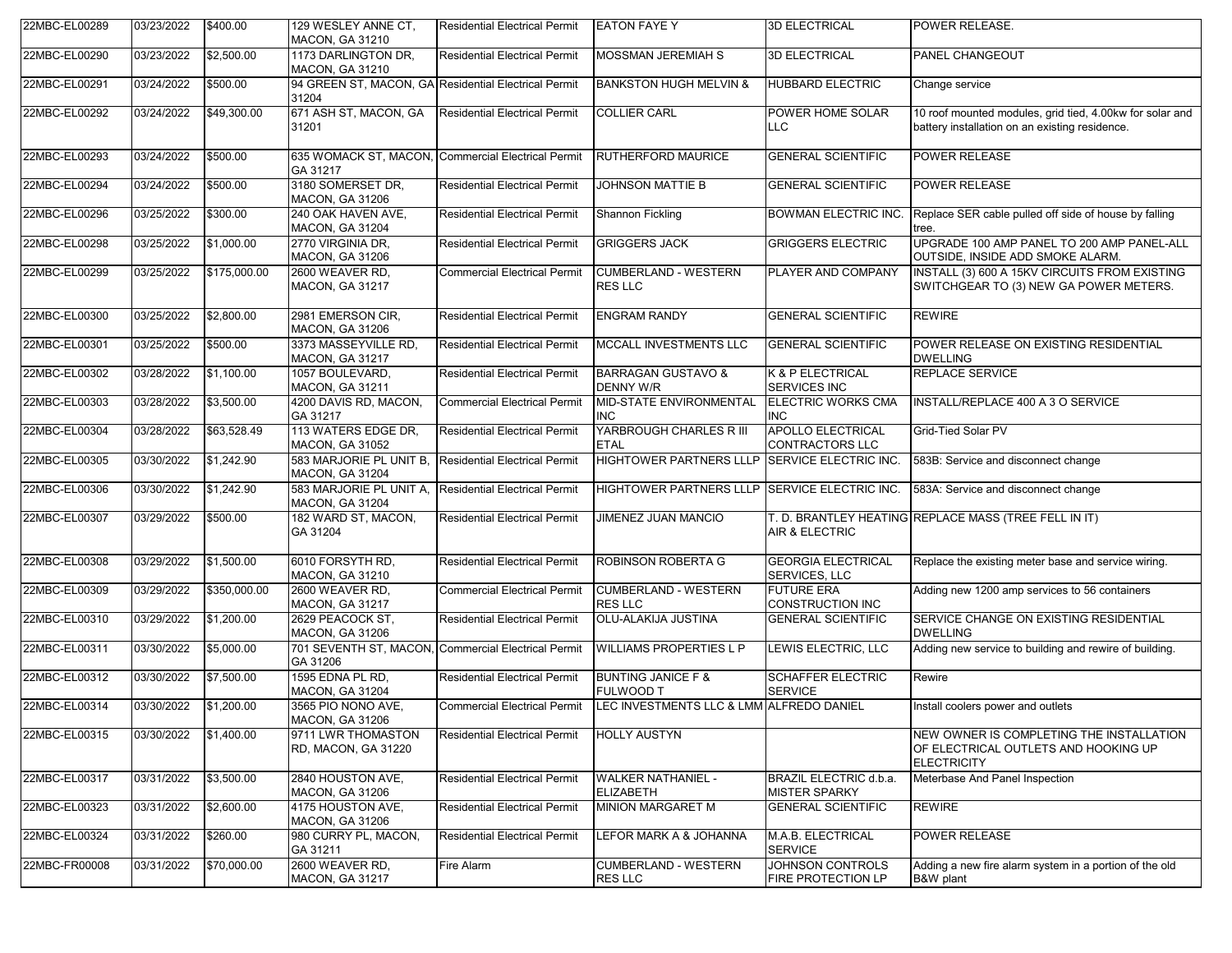| | | | | | | | |
|---|---|---|---|---|---|---|---|
| 22MBC-EL00289 | 03/23/2022 | $400.00 | 129 WESLEY ANNE CT, MACON, GA 31210 | Residential Electrical Permit | EATON FAYE Y | 3D ELECTRICAL | POWER RELEASE. |
| 22MBC-EL00290 | 03/23/2022 | $2,500.00 | 1173 DARLINGTON DR, MACON, GA 31210 | Residential Electrical Permit | MOSSMAN JEREMIAH S | 3D ELECTRICAL | PANEL CHANGEOUT |
| 22MBC-EL00291 | 03/24/2022 | $500.00 | 94 GREEN ST, MACON, GA 31204 | Residential Electrical Permit | BANKSTON HUGH MELVIN & | HUBBARD ELECTRIC | Change service |
| 22MBC-EL00292 | 03/24/2022 | $49,300.00 | 671 ASH ST, MACON, GA 31201 | Residential Electrical Permit | COLLIER CARL | POWER HOME SOLAR LLC | 10 roof mounted modules, grid tied, 4.00kw for solar and battery installation on an existing residence. |
| 22MBC-EL00293 | 03/24/2022 | $500.00 | 635 WOMACK ST, MACON, GA 31217 | Commercial Electrical Permit | RUTHERFORD MAURICE | GENERAL SCIENTIFIC | POWER RELEASE |
| 22MBC-EL00294 | 03/24/2022 | $500.00 | 3180 SOMERSET DR, MACON, GA 31206 | Residential Electrical Permit | JOHNSON MATTIE B | GENERAL SCIENTIFIC | POWER RELEASE |
| 22MBC-EL00296 | 03/25/2022 | $300.00 | 240 OAK HAVEN AVE, MACON, GA 31204 | Residential Electrical Permit | Shannon Fickling | BOWMAN ELECTRIC INC. | Replace SER cable pulled off side of house by falling tree. |
| 22MBC-EL00298 | 03/25/2022 | $1,000.00 | 2770 VIRGINIA DR, MACON, GA 31206 | Residential Electrical Permit | GRIGGERS JACK | GRIGGERS ELECTRIC | UPGRADE 100 AMP PANEL TO 200 AMP PANEL-ALL OUTSIDE, INSIDE ADD SMOKE ALARM. |
| 22MBC-EL00299 | 03/25/2022 | $175,000.00 | 2600 WEAVER RD, MACON, GA 31217 | Commercial Electrical Permit | CUMBERLAND - WESTERN RES LLC | PLAYER AND COMPANY | INSTALL (3) 600 A 15KV CIRCUITS FROM EXISTING SWITCHGEAR TO (3) NEW GA POWER METERS. |
| 22MBC-EL00300 | 03/25/2022 | $2,800.00 | 2981 EMERSON CIR, MACON, GA 31206 | Residential Electrical Permit | ENGRAM RANDY | GENERAL SCIENTIFIC | REWIRE |
| 22MBC-EL00301 | 03/25/2022 | $500.00 | 3373 MASSEYVILLE RD, MACON, GA 31217 | Residential Electrical Permit | MCCALL INVESTMENTS LLC | GENERAL SCIENTIFIC | POWER RELEASE ON EXISTING RESIDENTIAL DWELLING |
| 22MBC-EL00302 | 03/28/2022 | $1,100.00 | 1057 BOULEVARD, MACON, GA 31211 | Residential Electrical Permit | BARRAGAN GUSTAVO & DENNY W/R | K & P ELECTRICAL SERVICES INC | REPLACE SERVICE |
| 22MBC-EL00303 | 03/28/2022 | $3,500.00 | 4200 DAVIS RD, MACON, GA 31217 | Commercial Electrical Permit | MID-STATE ENVIRONMENTAL INC | ELECTRIC WORKS CMA INC | INSTALL/REPLACE 400 A 3 O SERVICE |
| 22MBC-EL00304 | 03/28/2022 | $63,528.49 | 113 WATERS EDGE DR, MACON, GA 31052 | Residential Electrical Permit | YARBROUGH CHARLES R III ETAL | APOLLO ELECTRICAL CONTRACTORS LLC | Grid-Tied Solar PV |
| 22MBC-EL00305 | 03/30/2022 | $1,242.90 | 583 MARJORIE PL UNIT B, MACON, GA 31204 | Residential Electrical Permit | HIGHTOWER PARTNERS LLLP | SERVICE ELECTRIC INC. | 583B: Service and disconnect change |
| 22MBC-EL00306 | 03/30/2022 | $1,242.90 | 583 MARJORIE PL UNIT A, MACON, GA 31204 | Residential Electrical Permit | HIGHTOWER PARTNERS LLLP | SERVICE ELECTRIC INC. | 583A: Service and disconnect change |
| 22MBC-EL00307 | 03/29/2022 | $500.00 | 182 WARD ST, MACON, GA 31204 | Residential Electrical Permit | JIMENEZ JUAN MANCIO | T. D. BRANTLEY HEATING AIR & ELECTRIC | REPLACE MASS (TREE FELL IN IT) |
| 22MBC-EL00308 | 03/29/2022 | $1,500.00 | 6010 FORSYTH RD, MACON, GA 31210 | Residential Electrical Permit | ROBINSON ROBERTA G | GEORGIA ELECTRICAL SERVICES, LLC | Replace the existing meter base and service wiring. |
| 22MBC-EL00309 | 03/29/2022 | $350,000.00 | 2600 WEAVER RD, MACON, GA 31217 | Commercial Electrical Permit | CUMBERLAND - WESTERN RES LLC | FUTURE ERA CONSTRUCTION INC | Adding new 1200 amp services to 56 containers |
| 22MBC-EL00310 | 03/29/2022 | $1,200.00 | 2629 PEACOCK ST, MACON, GA 31206 | Residential Electrical Permit | OLU-ALAKIJA JUSTINA | GENERAL SCIENTIFIC | SERVICE CHANGE ON EXISTING RESIDENTIAL DWELLING |
| 22MBC-EL00311 | 03/30/2022 | $5,000.00 | 701 SEVENTH ST, MACON, GA 31206 | Commercial Electrical Permit | WILLIAMS PROPERTIES L P | LEWIS ELECTRIC, LLC | Adding new service to building and rewire of building. |
| 22MBC-EL00312 | 03/30/2022 | $7,500.00 | 1595 EDNA PL RD, MACON, GA 31204 | Residential Electrical Permit | BUNTING JANICE F & FULWOOD T | SCHAFFER ELECTRIC SERVICE | Rewire |
| 22MBC-EL00314 | 03/30/2022 | $1,200.00 | 3565 PIO NONO AVE, MACON, GA 31206 | Commercial Electrical Permit | LEC INVESTMENTS LLC & LMM | ALFREDO DANIEL | Install coolers power and outlets |
| 22MBC-EL00315 | 03/30/2022 | $1,400.00 | 9711 LWR THOMASTON RD, MACON, GA 31220 | Residential Electrical Permit | HOLLY AUSTYN | | NEW OWNER IS COMPLETING THE INSTALLATION OF ELECTRICAL OUTLETS AND HOOKING UP ELECTRICITY |
| 22MBC-EL00317 | 03/31/2022 | $3,500.00 | 2840 HOUSTON AVE, MACON, GA 31206 | Residential Electrical Permit | WALKER NATHANIEL - ELIZABETH | BRAZIL ELECTRIC d.b.a. MISTER SPARKY | Meterbase And Panel Inspection |
| 22MBC-EL00323 | 03/31/2022 | $2,600.00 | 4175 HOUSTON AVE, MACON, GA 31206 | Residential Electrical Permit | MINION MARGARET M | GENERAL SCIENTIFIC | REWIRE |
| 22MBC-EL00324 | 03/31/2022 | $260.00 | 980 CURRY PL, MACON, GA 31211 | Residential Electrical Permit | LEFOR MARK A & JOHANNA | M.A.B. ELECTRICAL SERVICE | POWER RELEASE |
| 22MBC-FR00008 | 03/31/2022 | $70,000.00 | 2600 WEAVER RD, MACON, GA 31217 | Fire Alarm | CUMBERLAND - WESTERN RES LLC | JOHNSON CONTROLS FIRE PROTECTION LP | Adding a new fire alarm system in a portion of the old B&W plant |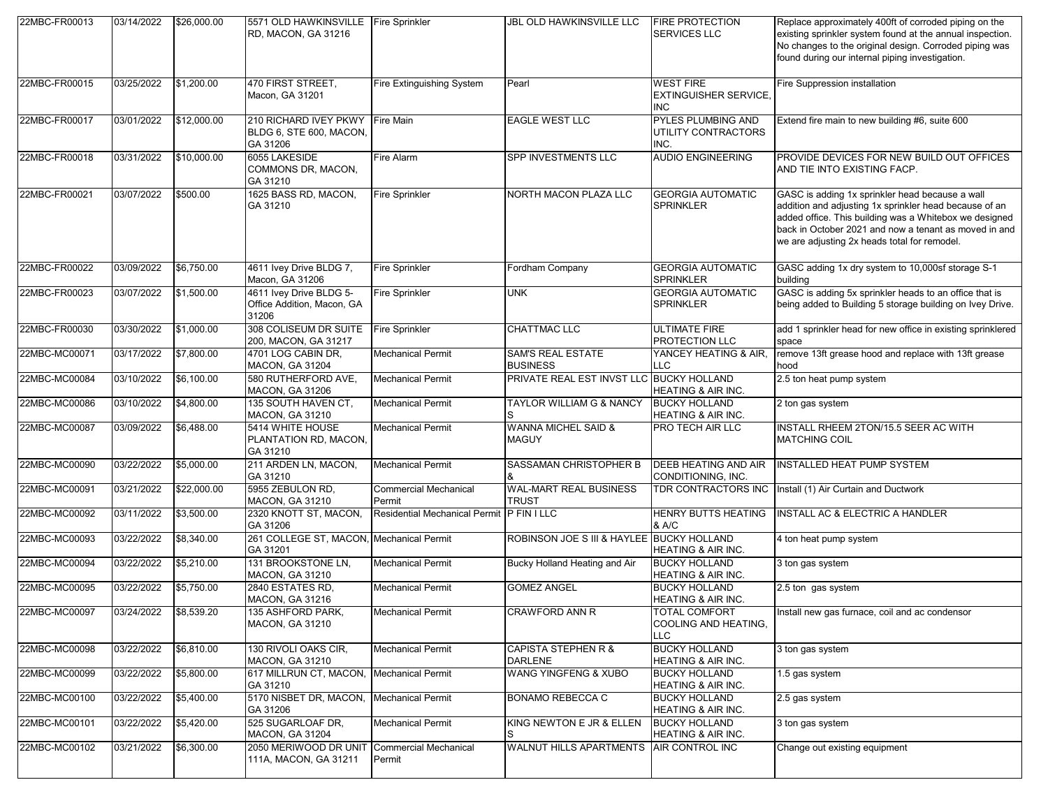| | | | | | | | |
|---|---|---|---|---|---|---|---|
| 22MBC-FR00013 | 03/14/2022 | $26,000.00 | 5571 OLD HAWKINSVILLE RD, MACON, GA 31216 | Fire Sprinkler | JBL OLD HAWKINSVILLE LLC | FIRE PROTECTION SERVICES LLC | Replace approximately 400ft of corroded piping on the existing sprinkler system found at the annual inspection. No changes to the original design. Corroded piping was found during our internal piping investigation. |
| 22MBC-FR00015 | 03/25/2022 | $1,200.00 | 470 FIRST STREET, Macon, GA 31201 | Fire Extinguishing System | Pearl | WEST FIRE EXTINGUISHER SERVICE, INC | Fire Suppression installation |
| 22MBC-FR00017 | 03/01/2022 | $12,000.00 | 210 RICHARD IVEY PKWY BLDG 6, STE 600, MACON, GA 31206 | Fire Main | EAGLE WEST LLC | PYLES PLUMBING AND UTILITY CONTRACTORS INC. | Extend fire main to new building #6, suite 600 |
| 22MBC-FR00018 | 03/31/2022 | $10,000.00 | 6055 LAKESIDE COMMONS DR, MACON, GA 31210 | Fire Alarm | SPP INVESTMENTS LLC | AUDIO ENGINEERING | PROVIDE DEVICES FOR NEW BUILD OUT OFFICES AND TIE INTO EXISTING FACP. |
| 22MBC-FR00021 | 03/07/2022 | $500.00 | 1625 BASS RD, MACON, GA 31210 | Fire Sprinkler | NORTH MACON PLAZA LLC | GEORGIA AUTOMATIC SPRINKLER | GASC is adding 1x sprinkler head because a wall addition and adjusting 1x sprinkler head because of an added office. This building was a Whitebox we designed back in October 2021 and now a tenant as moved in and we are adjusting 2x heads total for remodel. |
| 22MBC-FR00022 | 03/09/2022 | $6,750.00 | 4611 Ivey Drive BLDG 7, Macon, GA 31206 | Fire Sprinkler | Fordham Company | GEORGIA AUTOMATIC SPRINKLER | GASC adding 1x dry system to 10,000sf storage S-1 building |
| 22MBC-FR00023 | 03/07/2022 | $1,500.00 | 4611 Ivey Drive BLDG 5-Office Addition, Macon, GA 31206 | Fire Sprinkler | UNK | GEORGIA AUTOMATIC SPRINKLER | GASC is adding 5x sprinkler heads to an office that is being added to Building 5 storage building on Ivey Drive. |
| 22MBC-FR00030 | 03/30/2022 | $1,000.00 | 308 COLISEUM DR SUITE 200, MACON, GA 31217 | Fire Sprinkler | CHATTMAC LLC | ULTIMATE FIRE PROTECTION LLC | add 1 sprinkler head for new office in existing sprinklered space |
| 22MBC-MC00071 | 03/17/2022 | $7,800.00 | 4701 LOG CABIN DR, MACON, GA 31204 | Mechanical Permit | SAM'S REAL ESTATE BUSINESS | YANCEY HEATING & AIR, LLC | remove 13ft grease hood and replace with 13ft grease hood |
| 22MBC-MC00084 | 03/10/2022 | $6,100.00 | 580 RUTHERFORD AVE, MACON, GA 31206 | Mechanical Permit | PRIVATE REAL EST INVST LLC | BUCKY HOLLAND HEATING & AIR INC. | 2.5 ton heat pump system |
| 22MBC-MC00086 | 03/10/2022 | $4,800.00 | 135 SOUTH HAVEN CT, MACON, GA 31210 | Mechanical Permit | TAYLOR WILLIAM G & NANCY S | BUCKY HOLLAND HEATING & AIR INC. | 2 ton gas system |
| 22MBC-MC00087 | 03/09/2022 | $6,488.00 | 5414 WHITE HOUSE PLANTATION RD, MACON, GA 31210 | Mechanical Permit | WANNA MICHEL SAID & MAGUY | PRO TECH AIR LLC | INSTALL RHEEM 2TON/15.5 SEER AC WITH MATCHING COIL |
| 22MBC-MC00090 | 03/22/2022 | $5,000.00 | 211 ARDEN LN, MACON, GA 31210 | Mechanical Permit | SASSAMAN CHRISTOPHER B & | DEEB HEATING AND AIR CONDITIONING, INC. | INSTALLED HEAT PUMP SYSTEM |
| 22MBC-MC00091 | 03/21/2022 | $22,000.00 | 5955 ZEBULON RD, MACON, GA 31210 | Commercial Mechanical Permit | WAL-MART REAL BUSINESS TRUST | TDR CONTRACTORS INC | Install (1) Air Curtain and Ductwork |
| 22MBC-MC00092 | 03/11/2022 | $3,500.00 | 2320 KNOTT ST, MACON, GA 31206 | Residential Mechanical Permit | P FIN I LLC | HENRY BUTTS HEATING & A/C | INSTALL AC & ELECTRIC A HANDLER |
| 22MBC-MC00093 | 03/22/2022 | $8,340.00 | 261 COLLEGE ST, MACON, GA 31201 | Mechanical Permit | ROBINSON JOE S III & HAYLEE | BUCKY HOLLAND HEATING & AIR INC. | 4 ton heat pump system |
| 22MBC-MC00094 | 03/22/2022 | $5,210.00 | 131 BROOKSTONE LN, MACON, GA 31210 | Mechanical Permit | Bucky Holland Heating and Air | BUCKY HOLLAND HEATING & AIR INC. | 3 ton gas system |
| 22MBC-MC00095 | 03/22/2022 | $5,750.00 | 2840 ESTATES RD, MACON, GA 31216 | Mechanical Permit | GOMEZ ANGEL | BUCKY HOLLAND HEATING & AIR INC. | 2.5 ton gas system |
| 22MBC-MC00097 | 03/24/2022 | $8,539.20 | 135 ASHFORD PARK, MACON, GA 31210 | Mechanical Permit | CRAWFORD ANN R | TOTAL COMFORT COOLING AND HEATING, LLC | Install new gas furnace, coil and ac condensor |
| 22MBC-MC00098 | 03/22/2022 | $6,810.00 | 130 RIVOLI OAKS CIR, MACON, GA 31210 | Mechanical Permit | CAPISTA STEPHEN R & DARLENE | BUCKY HOLLAND HEATING & AIR INC. | 3 ton gas system |
| 22MBC-MC00099 | 03/22/2022 | $5,800.00 | 617 MILLRUN CT, MACON, GA 31210 | Mechanical Permit | WANG YINGFENG & XUBO | BUCKY HOLLAND HEATING & AIR INC. | 1.5 gas system |
| 22MBC-MC00100 | 03/22/2022 | $5,400.00 | 5170 NISBET DR, MACON, GA 31206 | Mechanical Permit | BONAMO REBECCA C | BUCKY HOLLAND HEATING & AIR INC. | 2.5 gas system |
| 22MBC-MC00101 | 03/22/2022 | $5,420.00 | 525 SUGARLOAF DR, MACON, GA 31204 | Mechanical Permit | KING NEWTON E JR & ELLEN S | BUCKY HOLLAND HEATING & AIR INC. | 3 ton gas system |
| 22MBC-MC00102 | 03/21/2022 | $6,300.00 | 2050 MERIWOOD DR UNIT 111A, MACON, GA 31211 | Commercial Mechanical Permit | WALNUT HILLS APARTMENTS | AIR CONTROL INC | Change out existing equipment |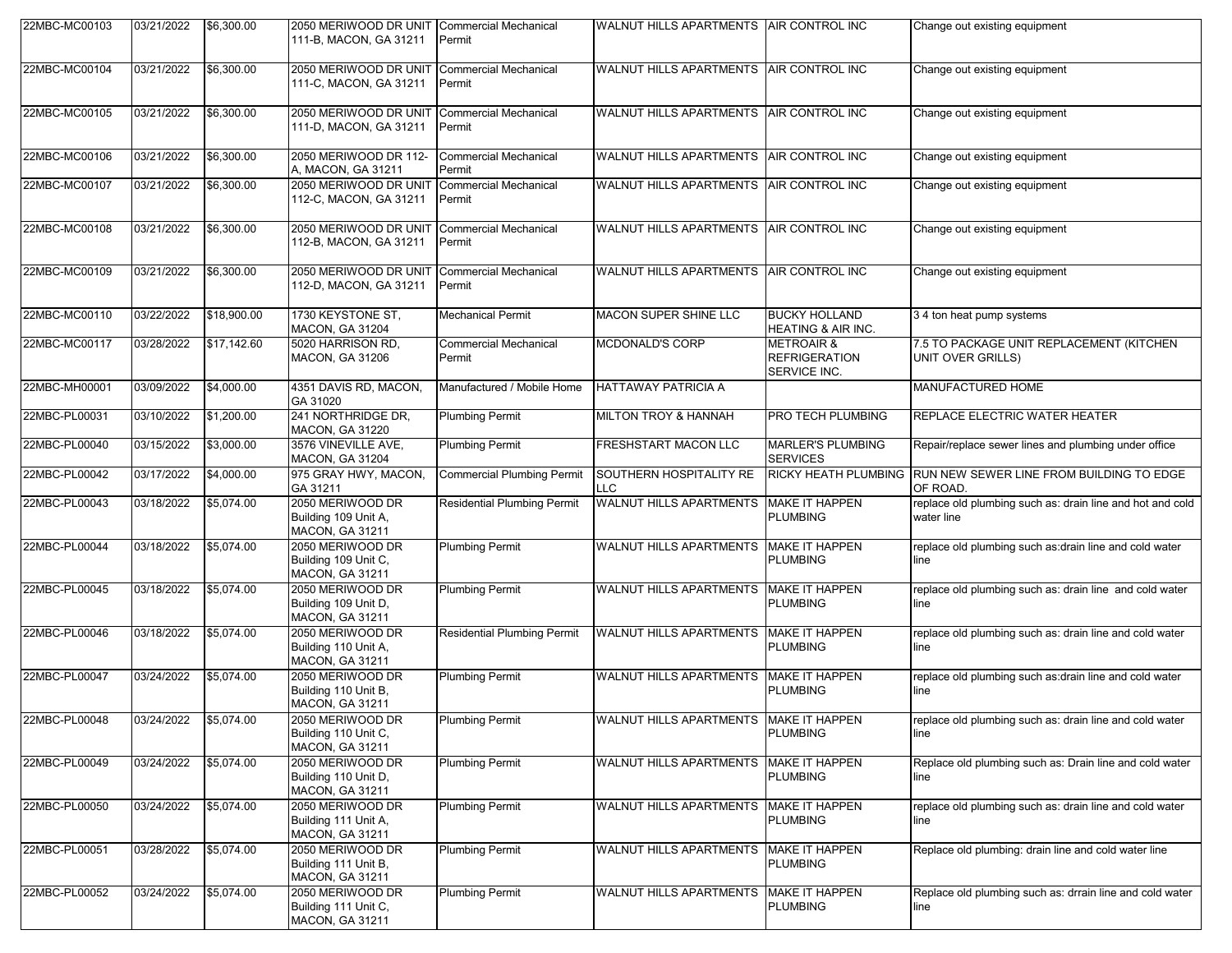| | | | | | | | |
|---|---|---|---|---|---|---|---|
| 22MBC-MC00103 | 03/21/2022 | $6,300.00 | 2050 MERIWOOD DR UNIT 111-B, MACON, GA 31211 | Commercial Mechanical Permit | WALNUT HILLS APARTMENTS | AIR CONTROL INC | Change out existing equipment |
| 22MBC-MC00104 | 03/21/2022 | $6,300.00 | 2050 MERIWOOD DR UNIT 111-C, MACON, GA 31211 | Commercial Mechanical Permit | WALNUT HILLS APARTMENTS | AIR CONTROL INC | Change out existing equipment |
| 22MBC-MC00105 | 03/21/2022 | $6,300.00 | 2050 MERIWOOD DR UNIT 111-D, MACON, GA 31211 | Commercial Mechanical Permit | WALNUT HILLS APARTMENTS | AIR CONTROL INC | Change out existing equipment |
| 22MBC-MC00106 | 03/21/2022 | $6,300.00 | 2050 MERIWOOD DR 112-A, MACON, GA 31211 | Commercial Mechanical Permit | WALNUT HILLS APARTMENTS | AIR CONTROL INC | Change out existing equipment |
| 22MBC-MC00107 | 03/21/2022 | $6,300.00 | 2050 MERIWOOD DR UNIT 112-C, MACON, GA 31211 | Commercial Mechanical Permit | WALNUT HILLS APARTMENTS | AIR CONTROL INC | Change out existing equipment |
| 22MBC-MC00108 | 03/21/2022 | $6,300.00 | 2050 MERIWOOD DR UNIT 112-B, MACON, GA 31211 | Commercial Mechanical Permit | WALNUT HILLS APARTMENTS | AIR CONTROL INC | Change out existing equipment |
| 22MBC-MC00109 | 03/21/2022 | $6,300.00 | 2050 MERIWOOD DR UNIT 112-D, MACON, GA 31211 | Commercial Mechanical Permit | WALNUT HILLS APARTMENTS | AIR CONTROL INC | Change out existing equipment |
| 22MBC-MC00110 | 03/22/2022 | $18,900.00 | 1730 KEYSTONE ST, MACON, GA 31204 | Mechanical Permit | MACON SUPER SHINE LLC | BUCKY HOLLAND HEATING & AIR INC. | 3 4 ton heat pump systems |
| 22MBC-MC00117 | 03/28/2022 | $17,142.60 | 5020 HARRISON RD, MACON, GA 31206 | Commercial Mechanical Permit | MCDONALD'S CORP | METROAIR & REFRIGERATION SERVICE INC. | 7.5 TO PACKAGE UNIT REPLACEMENT (KITCHEN UNIT OVER GRILLS) |
| 22MBC-MH00001 | 03/09/2022 | $4,000.00 | 4351 DAVIS RD, MACON, GA 31020 | Manufactured / Mobile Home | HATTAWAY PATRICIA A | | MANUFACTURED HOME |
| 22MBC-PL00031 | 03/10/2022 | $1,200.00 | 241 NORTHRIDGE DR, MACON, GA 31220 | Plumbing Permit | MILTON TROY & HANNAH | PRO TECH PLUMBING | REPLACE ELECTRIC WATER HEATER |
| 22MBC-PL00040 | 03/15/2022 | $3,000.00 | 3576 VINEVILLE AVE, MACON, GA 31204 | Plumbing Permit | FRESHSTART MACON LLC | MARLER'S PLUMBING SERVICES | Repair/replace sewer lines and plumbing under office |
| 22MBC-PL00042 | 03/17/2022 | $4,000.00 | 975 GRAY HWY, MACON, GA 31211 | Commercial Plumbing Permit | SOUTHERN HOSPITALITY RE LLC | RICKY HEATH PLUMBING | RUN NEW SEWER LINE FROM BUILDING TO EDGE OF ROAD. |
| 22MBC-PL00043 | 03/18/2022 | $5,074.00 | 2050 MERIWOOD DR Building 109 Unit A, MACON, GA 31211 | Residential Plumbing Permit | WALNUT HILLS APARTMENTS | MAKE IT HAPPEN PLUMBING | replace old plumbing such as: drain line and hot and cold water line |
| 22MBC-PL00044 | 03/18/2022 | $5,074.00 | 2050 MERIWOOD DR Building 109 Unit C, MACON, GA 31211 | Plumbing Permit | WALNUT HILLS APARTMENTS | MAKE IT HAPPEN PLUMBING | replace old plumbing such as:drain line and cold water line |
| 22MBC-PL00045 | 03/18/2022 | $5,074.00 | 2050 MERIWOOD DR Building 109 Unit D, MACON, GA 31211 | Plumbing Permit | WALNUT HILLS APARTMENTS | MAKE IT HAPPEN PLUMBING | replace old plumbing such as: drain line and cold water line |
| 22MBC-PL00046 | 03/18/2022 | $5,074.00 | 2050 MERIWOOD DR Building 110 Unit A, MACON, GA 31211 | Residential Plumbing Permit | WALNUT HILLS APARTMENTS | MAKE IT HAPPEN PLUMBING | replace old plumbing such as: drain line and cold water line |
| 22MBC-PL00047 | 03/24/2022 | $5,074.00 | 2050 MERIWOOD DR Building 110 Unit B, MACON, GA 31211 | Plumbing Permit | WALNUT HILLS APARTMENTS | MAKE IT HAPPEN PLUMBING | replace old plumbing such as:drain line and cold water line |
| 22MBC-PL00048 | 03/24/2022 | $5,074.00 | 2050 MERIWOOD DR Building 110 Unit C, MACON, GA 31211 | Plumbing Permit | WALNUT HILLS APARTMENTS | MAKE IT HAPPEN PLUMBING | replace old plumbing such as: drain line and cold water line |
| 22MBC-PL00049 | 03/24/2022 | $5,074.00 | 2050 MERIWOOD DR Building 110 Unit D, MACON, GA 31211 | Plumbing Permit | WALNUT HILLS APARTMENTS | MAKE IT HAPPEN PLUMBING | Replace old plumbing such as: Drain line and cold water line |
| 22MBC-PL00050 | 03/24/2022 | $5,074.00 | 2050 MERIWOOD DR Building 111 Unit A, MACON, GA 31211 | Plumbing Permit | WALNUT HILLS APARTMENTS | MAKE IT HAPPEN PLUMBING | replace old plumbing such as: drain line and cold water line |
| 22MBC-PL00051 | 03/28/2022 | $5,074.00 | 2050 MERIWOOD DR Building 111 Unit B, MACON, GA 31211 | Plumbing Permit | WALNUT HILLS APARTMENTS | MAKE IT HAPPEN PLUMBING | Replace old plumbing: drain line and cold water line |
| 22MBC-PL00052 | 03/24/2022 | $5,074.00 | 2050 MERIWOOD DR Building 111 Unit C, MACON, GA 31211 | Plumbing Permit | WALNUT HILLS APARTMENTS | MAKE IT HAPPEN PLUMBING | Replace old plumbing such as: drrain line and cold water line |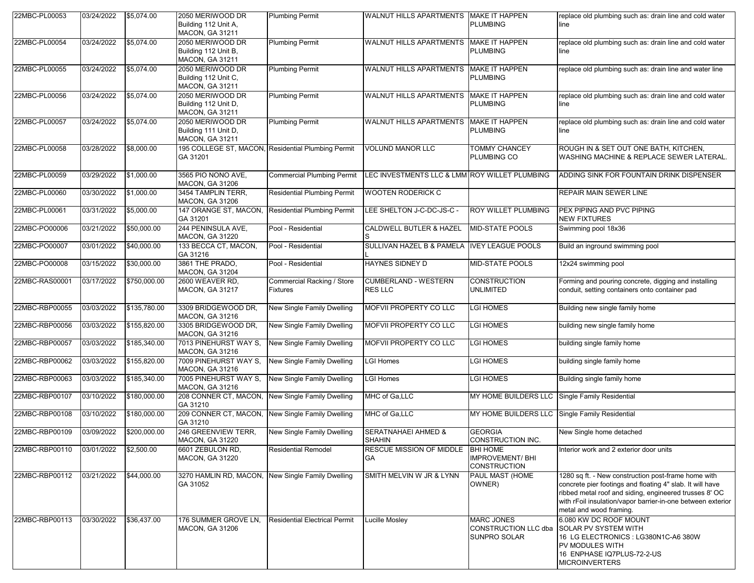| 22MBC-PL00053 | 03/24/2022 | $5,074.00 | 2050 MERIWOOD DR Building 112 Unit A, MACON, GA 31211 | Plumbing Permit | WALNUT HILLS APARTMENTS | MAKE IT HAPPEN PLUMBING | replace old plumbing such as: drain line and cold water line |
|---|---|---|---|---|---|---|---|
| 22MBC-PL00054 | 03/24/2022 | $5,074.00 | 2050 MERIWOOD DR Building 112 Unit B, MACON, GA 31211 | Plumbing Permit | WALNUT HILLS APARTMENTS | MAKE IT HAPPEN PLUMBING | replace old plumbing such as: drain line and cold water line |
| 22MBC-PL00055 | 03/24/2022 | $5,074.00 | 2050 MERIWOOD DR Building 112 Unit C, MACON, GA 31211 | Plumbing Permit | WALNUT HILLS APARTMENTS | MAKE IT HAPPEN PLUMBING | replace old plumbing such as: drain line and water line |
| 22MBC-PL00056 | 03/24/2022 | $5,074.00 | 2050 MERIWOOD DR Building 112 Unit D, MACON, GA 31211 | Plumbing Permit | WALNUT HILLS APARTMENTS | MAKE IT HAPPEN PLUMBING | replace old plumbing such as: drain line and cold water line |
| 22MBC-PL00057 | 03/24/2022 | $5,074.00 | 2050 MERIWOOD DR Building 111 Unit D, MACON, GA 31211 | Plumbing Permit | WALNUT HILLS APARTMENTS | MAKE IT HAPPEN PLUMBING | replace old plumbing such as: drain line and cold water line |
| 22MBC-PL00058 | 03/28/2022 | $8,000.00 | 195 COLLEGE ST, MACON, GA 31201 | Residential Plumbing Permit | VOLUND MANOR LLC | TOMMY CHANCEY PLUMBING CO | ROUGH IN & SET OUT ONE BATH, KITCHEN, WASHING MACHINE & REPLACE SEWER LATERAL. |
| 22MBC-PL00059 | 03/29/2022 | $1,000.00 | 3565 PIO NONO AVE, MACON, GA 31206 | Commercial Plumbing Permit | LEC INVESTMENTS LLC & LMM | ROY WILLET PLUMBING | ADDING SINK FOR FOUNTAIN DRINK DISPENSER |
| 22MBC-PL00060 | 03/30/2022 | $1,000.00 | 3454 TAMPLIN TERR, MACON, GA 31206 | Residential Plumbing Permit | WOOTEN RODERICK C | | REPAIR MAIN SEWER LINE |
| 22MBC-PL00061 | 03/31/2022 | $5,000.00 | 147 ORANGE ST, MACON, GA 31201 | Residential Plumbing Permit | LEE SHELTON J-C-DC-JS-C - | ROY WILLET PLUMBING | PEX PIPING AND PVC PIPING NEW FIXTURES |
| 22MBC-PO00006 | 03/21/2022 | $50,000.00 | 244 PENINSULA AVE, MACON, GA 31220 | Pool - Residential | CALDWELL BUTLER & HAZEL S | MID-STATE POOLS | Swimming pool 18x36 |
| 22MBC-PO00007 | 03/01/2022 | $40,000.00 | 133 BECCA CT, MACON, GA 31216 | Pool - Residential | SULLIVAN HAZEL B & PAMELA L | IVEY LEAGUE POOLS | Build an inground swimming pool |
| 22MBC-PO00008 | 03/15/2022 | $30,000.00 | 3861 THE PRADO, MACON, GA 31204 | Pool - Residential | HAYNES SIDNEY D | MID-STATE POOLS | 12x24 swimming pool |
| 22MBC-RAS00001 | 03/17/2022 | $750,000.00 | 2600 WEAVER RD, MACON, GA 31217 | Commercial Racking / Store Fixtures | CUMBERLAND - WESTERN RES LLC | CONSTRUCTION UNLIMITED | Forming and pouring concrete, digging and installing conduit, setting containers onto container pad |
| 22MBC-RBP00055 | 03/03/2022 | $135,780.00 | 3309 BRIDGEWOOD DR, MACON, GA 31216 | New Single Family Dwelling | MOFVII PROPERTY CO LLC | LGI HOMES | Building new single family home |
| 22MBC-RBP00056 | 03/03/2022 | $155,820.00 | 3305 BRIDGEWOOD DR, MACON, GA 31216 | New Single Family Dwelling | MOFVII PROPERTY CO LLC | LGI HOMES | building new single family home |
| 22MBC-RBP00057 | 03/03/2022 | $185,340.00 | 7013 PINEHURST WAY S, MACON, GA 31216 | New Single Family Dwelling | MOFVII PROPERTY CO LLC | LGI HOMES | building single family home |
| 22MBC-RBP00062 | 03/03/2022 | $155,820.00 | 7009 PINEHURST WAY S, MACON, GA 31216 | New Single Family Dwelling | LGI Homes | LGI HOMES | building single family home |
| 22MBC-RBP00063 | 03/03/2022 | $185,340.00 | 7005 PINEHURST WAY S, MACON, GA 31216 | New Single Family Dwelling | LGI Homes | LGI HOMES | Building single family home |
| 22MBC-RBP00107 | 03/10/2022 | $180,000.00 | 208 CONNER CT, MACON, GA 31210 | New Single Family Dwelling | MHC of Ga,LLC | MY HOME BUILDERS LLC | Single Family Residential |
| 22MBC-RBP00108 | 03/10/2022 | $180,000.00 | 209 CONNER CT, MACON, GA 31210 | New Single Family Dwelling | MHC of Ga,LLC | MY HOME BUILDERS LLC | Single Family Residential |
| 22MBC-RBP00109 | 03/09/2022 | $200,000.00 | 246 GREENVIEW TERR, MACON, GA 31220 | New Single Family Dwelling | SERATNAHAEI AHMED & SHAHIN | GEORGIA CONSTRUCTION INC. | New Single home detached |
| 22MBC-RBP00110 | 03/01/2022 | $2,500.00 | 6601 ZEBULON RD, MACON, GA 31220 | Residential Remodel | RESCUE MISSION OF MIDDLE GA | BHI HOME IMPROVEMENT/ BHI CONSTRUCTION | Interior work and 2 exterior door units |
| 22MBC-RBP00112 | 03/21/2022 | $44,000.00 | 3270 HAMLIN RD, MACON, GA 31052 | New Single Family Dwelling | SMITH MELVIN W JR & LYNN | PAUL MAST (HOME OWNER) | 1280 sq ft. - New construction post-frame home with concrete pier footings and floating 4" slab. It will have ribbed metal roof and siding, engineered trusses 8' OC with rFoil insulation/vapor barrier-in-one between exterior metal and wood framing. |
| 22MBC-RBP00113 | 03/30/2022 | $36,437.00 | 176 SUMMER GROVE LN, MACON, GA 31206 | Residential Electrical Permit | Lucille Mosley | MARC JONES CONSTRUCTION LLC dba SUNPRO SOLAR | 6.080 KW DC ROOF MOUNT SOLAR PV SYSTEM WITH 16 LG ELECTRONICS : LG380N1C-A6 380W PV MODULES WITH 16 ENPHASE IQ7PLUS-72-2-US MICROINVERTERS |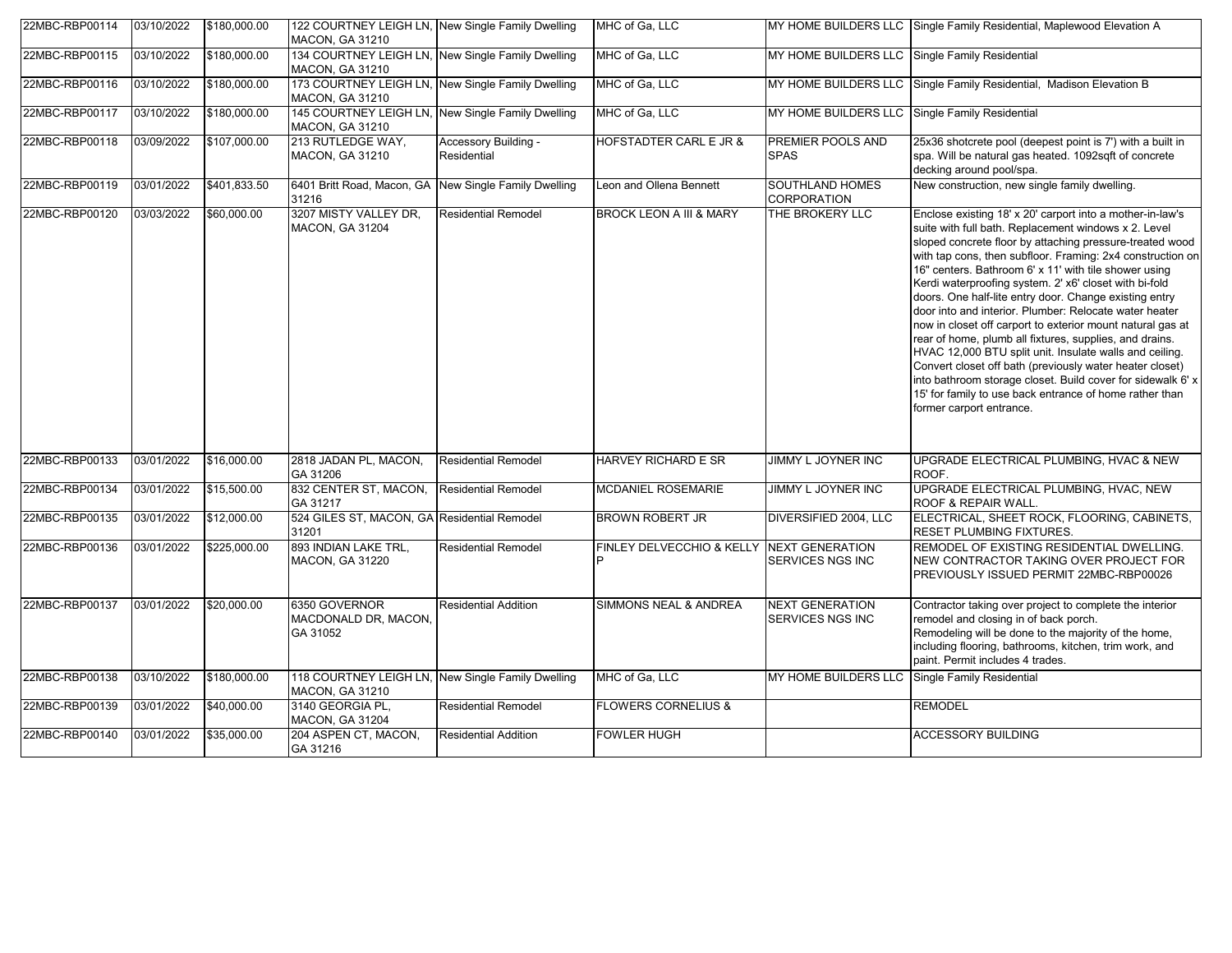| 22MBC-RBP00114 | 03/10/2022 | $180,000.00 | 122 COURTNEY LEIGH LN, MACON, GA 31210 | New Single Family Dwelling | MHC of Ga, LLC | MY HOME BUILDERS LLC | Single Family Residential, Maplewood Elevation A |
|---|---|---|---|---|---|---|---|
| 22MBC-RBP00115 | 03/10/2022 | $180,000.00 | 134 COURTNEY LEIGH LN, MACON, GA 31210 | New Single Family Dwelling | MHC of Ga, LLC | MY HOME BUILDERS LLC | Single Family Residential |
| 22MBC-RBP00116 | 03/10/2022 | $180,000.00 | 173 COURTNEY LEIGH LN, MACON, GA 31210 | New Single Family Dwelling | MHC of Ga, LLC | MY HOME BUILDERS LLC | Single Family Residential, Madison Elevation B |
| 22MBC-RBP00117 | 03/10/2022 | $180,000.00 | 145 COURTNEY LEIGH LN, MACON, GA 31210 | New Single Family Dwelling | MHC of Ga, LLC | MY HOME BUILDERS LLC | Single Family Residential |
| 22MBC-RBP00118 | 03/09/2022 | $107,000.00 | 213 RUTLEDGE WAY, MACON, GA 31210 | Accessory Building - Residential | HOFSTADTER CARL E JR & | PREMIER POOLS AND SPAS | 25x36 shotcrete pool (deepest point is 7') with a built in spa. Will be natural gas heated. 1092sqft of concrete decking around pool/spa. |
| 22MBC-RBP00119 | 03/01/2022 | $401,833.50 | 6401 Britt Road, Macon, GA 31216 | New Single Family Dwelling | Leon and Ollena Bennett | SOUTHLAND HOMES CORPORATION | New construction, new single family dwelling. |
| 22MBC-RBP00120 | 03/03/2022 | $60,000.00 | 3207 MISTY VALLEY DR, MACON, GA 31204 | Residential Remodel | BROCK LEON A III & MARY | THE BROKERY LLC | Enclose existing 18' x 20' carport into a mother-in-law's suite with full bath. Replacement windows x 2. Level sloped concrete floor by attaching pressure-treated wood with tap cons, then subfloor. Framing: 2x4 construction on 16" centers. Bathroom 6' x 11' with tile shower using Kerdi waterproofing system. 2' x6' closet with bi-fold doors. One half-lite entry door. Change existing entry door into and interior. Plumber: Relocate water heater now in closet off carport to exterior mount natural gas at rear of home, plumb all fixtures, supplies, and drains. HVAC 12,000 BTU split unit. Insulate walls and ceiling. Convert closet off bath (previously water heater closet) into bathroom storage closet. Build cover for sidewalk 6' x 15' for family to use back entrance of home rather than former carport entrance. |
| 22MBC-RBP00133 | 03/01/2022 | $16,000.00 | 2818 JADAN PL, MACON, GA 31206 | Residential Remodel | HARVEY RICHARD E SR | JIMMY L JOYNER INC | UPGRADE ELECTRICAL PLUMBING, HVAC & NEW ROOF. |
| 22MBC-RBP00134 | 03/01/2022 | $15,500.00 | 832 CENTER ST, MACON, GA 31217 | Residential Remodel | MCDANIEL ROSEMARIE | JIMMY L JOYNER INC | UPGRADE ELECTRICAL PLUMBING, HVAC, NEW ROOF & REPAIR WALL. |
| 22MBC-RBP00135 | 03/01/2022 | $12,000.00 | 524 GILES ST, MACON, GA 31201 | Residential Remodel | BROWN ROBERT JR | DIVERSIFIED 2004, LLC | ELECTRICAL, SHEET ROCK, FLOORING, CABINETS, RESET PLUMBING FIXTURES. |
| 22MBC-RBP00136 | 03/01/2022 | $225,000.00 | 893 INDIAN LAKE TRL, MACON, GA 31220 | Residential Remodel | FINLEY DELVECCHIO & KELLY P | NEXT GENERATION SERVICES NGS INC | REMODEL OF EXISTING RESIDENTIAL DWELLING. NEW CONTRACTOR TAKING OVER PROJECT FOR PREVIOUSLY ISSUED PERMIT 22MBC-RBP00026 |
| 22MBC-RBP00137 | 03/01/2022 | $20,000.00 | 6350 GOVERNOR MACDONALD DR, MACON, GA 31052 | Residential Addition | SIMMONS NEAL & ANDREA | NEXT GENERATION SERVICES NGS INC | Contractor taking over project to complete the interior remodel and closing in of back porch. Remodeling will be done to the majority of the home, including flooring, bathrooms, kitchen, trim work, and paint. Permit includes 4 trades. |
| 22MBC-RBP00138 | 03/10/2022 | $180,000.00 | 118 COURTNEY LEIGH LN, MACON, GA 31210 | New Single Family Dwelling | MHC of Ga, LLC | MY HOME BUILDERS LLC | Single Family Residential |
| 22MBC-RBP00139 | 03/01/2022 | $40,000.00 | 3140 GEORGIA PL, MACON, GA 31204 | Residential Remodel | FLOWERS CORNELIUS & | | REMODEL |
| 22MBC-RBP00140 | 03/01/2022 | $35,000.00 | 204 ASPEN CT, MACON, GA 31216 | Residential Addition | FOWLER HUGH | | ACCESSORY BUILDING |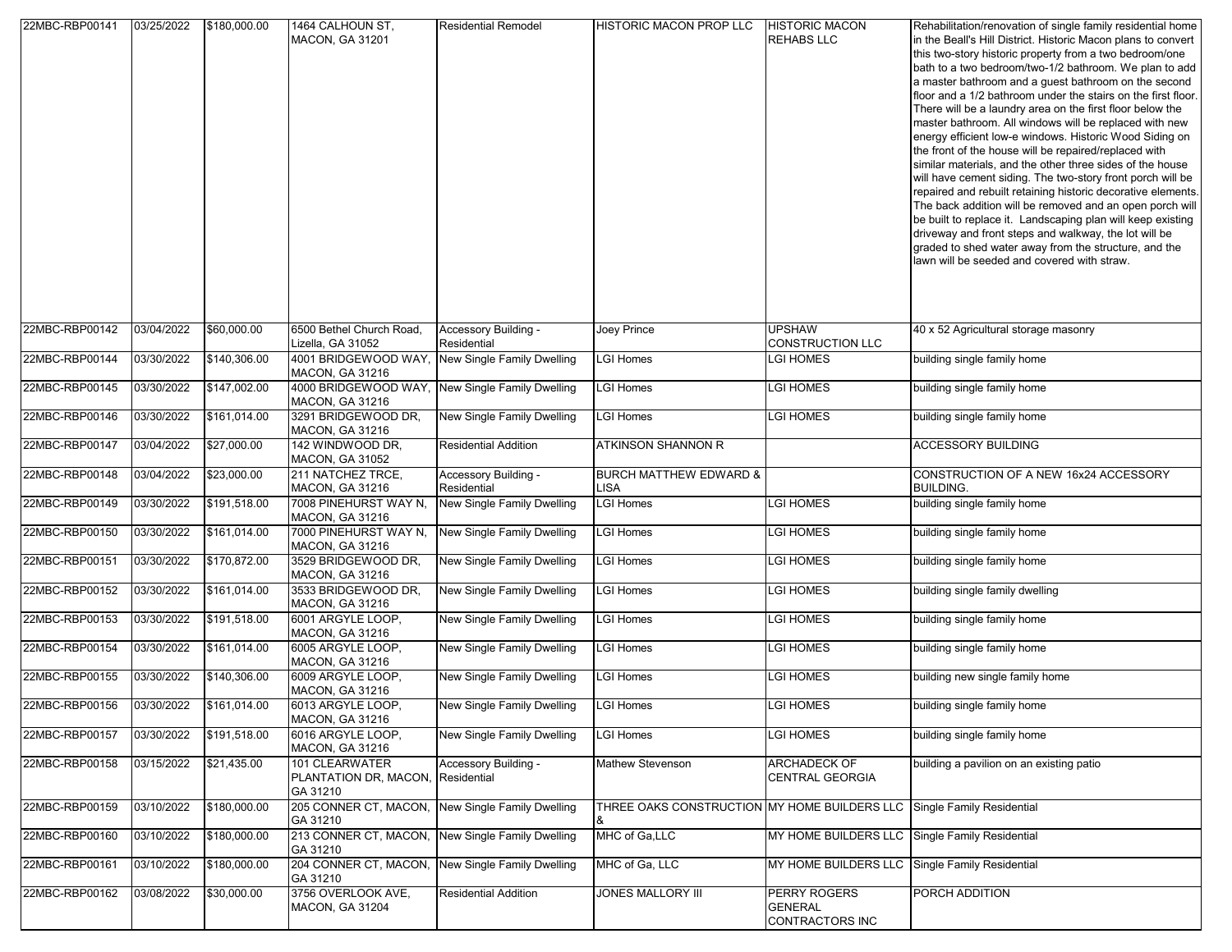| | | | | | | | | |
|---|---|---|---|---|---|---|---|---|
| 22MBC-RBP00141 | 03/25/2022 | $180,000.00 | 1464 CALHOUN ST, MACON, GA 31201 | Residential Remodel | HISTORIC MACON PROP LLC | HISTORIC MACON REHABS LLC | Rehabilitation/renovation of single family residential home in the Beall's Hill District. Historic Macon plans to convert this two-story historic property from a two bedroom/one bath to a two bedroom/two-1/2 bathroom. We plan to add a master bathroom and a guest bathroom on the second floor and a 1/2 bathroom under the stairs on the first floor. There will be a laundry area on the first floor below the master bathroom. All windows will be replaced with new energy efficient low-e windows. Historic Wood Siding on the front of the house will be repaired/replaced with similar materials, and the other three sides of the house will have cement siding. The two-story front porch will be repaired and rebuilt retaining historic decorative elements. The back addition will be removed and an open porch will be built to replace it. Landscaping plan will keep existing driveway and front steps and walkway, the lot will be graded to shed water away from the structure, and the lawn will be seeded and covered with straw. |
| 22MBC-RBP00142 | 03/04/2022 | $60,000.00 | 6500 Bethel Church Road, Lizella, GA 31052 | Accessory Building - Residential | Joey Prince | UPSHAW CONSTRUCTION LLC | 40 x 52 Agricultural storage masonry |
| 22MBC-RBP00144 | 03/30/2022 | $140,306.00 | 4001 BRIDGEWOOD WAY, MACON, GA 31216 | New Single Family Dwelling | LGI Homes | LGI HOMES | building single family home |
| 22MBC-RBP00145 | 03/30/2022 | $147,002.00 | 4000 BRIDGEWOOD WAY, MACON, GA 31216 | New Single Family Dwelling | LGI Homes | LGI HOMES | building single family home |
| 22MBC-RBP00146 | 03/30/2022 | $161,014.00 | 3291 BRIDGEWOOD DR, MACON, GA 31216 | New Single Family Dwelling | LGI Homes | LGI HOMES | building single family home |
| 22MBC-RBP00147 | 03/04/2022 | $27,000.00 | 142 WINDWOOD DR, MACON, GA 31052 | Residential Addition | ATKINSON SHANNON R | | ACCESSORY BUILDING |
| 22MBC-RBP00148 | 03/04/2022 | $23,000.00 | 211 NATCHEZ TRCE, MACON, GA 31216 | Accessory Building - Residential | BURCH MATTHEW EDWARD & LISA | | CONSTRUCTION OF A NEW 16x24 ACCESSORY BUILDING. |
| 22MBC-RBP00149 | 03/30/2022 | $191,518.00 | 7008 PINEHURST WAY N, MACON, GA 31216 | New Single Family Dwelling | LGI Homes | LGI HOMES | building single family home |
| 22MBC-RBP00150 | 03/30/2022 | $161,014.00 | 7000 PINEHURST WAY N, MACON, GA 31216 | New Single Family Dwelling | LGI Homes | LGI HOMES | building single family home |
| 22MBC-RBP00151 | 03/30/2022 | $170,872.00 | 3529 BRIDGEWOOD DR, MACON, GA 31216 | New Single Family Dwelling | LGI Homes | LGI HOMES | building single family home |
| 22MBC-RBP00152 | 03/30/2022 | $161,014.00 | 3533 BRIDGEWOOD DR, MACON, GA 31216 | New Single Family Dwelling | LGI Homes | LGI HOMES | building single family dwelling |
| 22MBC-RBP00153 | 03/30/2022 | $191,518.00 | 6001 ARGYLE LOOP, MACON, GA 31216 | New Single Family Dwelling | LGI Homes | LGI HOMES | building single family home |
| 22MBC-RBP00154 | 03/30/2022 | $161,014.00 | 6005 ARGYLE LOOP, MACON, GA 31216 | New Single Family Dwelling | LGI Homes | LGI HOMES | building single family home |
| 22MBC-RBP00155 | 03/30/2022 | $140,306.00 | 6009 ARGYLE LOOP, MACON, GA 31216 | New Single Family Dwelling | LGI Homes | LGI HOMES | building new single family home |
| 22MBC-RBP00156 | 03/30/2022 | $161,014.00 | 6013 ARGYLE LOOP, MACON, GA 31216 | New Single Family Dwelling | LGI Homes | LGI HOMES | building single family home |
| 22MBC-RBP00157 | 03/30/2022 | $191,518.00 | 6016 ARGYLE LOOP, MACON, GA 31216 | New Single Family Dwelling | LGI Homes | LGI HOMES | building single family home |
| 22MBC-RBP00158 | 03/15/2022 | $21,435.00 | 101 CLEARWATER PLANTATION DR, MACON, GA 31210 | Accessory Building - Residential | Mathew Stevenson | ARCHADECK OF CENTRAL GEORGIA | building a pavilion on an existing patio |
| 22MBC-RBP00159 | 03/10/2022 | $180,000.00 | 205 CONNER CT, MACON, GA 31210 | New Single Family Dwelling | THREE OAKS CONSTRUCTION & | MY HOME BUILDERS LLC | Single Family Residential |
| 22MBC-RBP00160 | 03/10/2022 | $180,000.00 | 213 CONNER CT, MACON, GA 31210 | New Single Family Dwelling | MHC of Ga,LLC | MY HOME BUILDERS LLC | Single Family Residential |
| 22MBC-RBP00161 | 03/10/2022 | $180,000.00 | 204 CONNER CT, MACON, GA 31210 | New Single Family Dwelling | MHC of Ga, LLC | MY HOME BUILDERS LLC | Single Family Residential |
| 22MBC-RBP00162 | 03/08/2022 | $30,000.00 | 3756 OVERLOOK AVE, MACON, GA 31204 | Residential Addition | JONES MALLORY III | PERRY ROGERS GENERAL CONTRACTORS INC | PORCH ADDITION |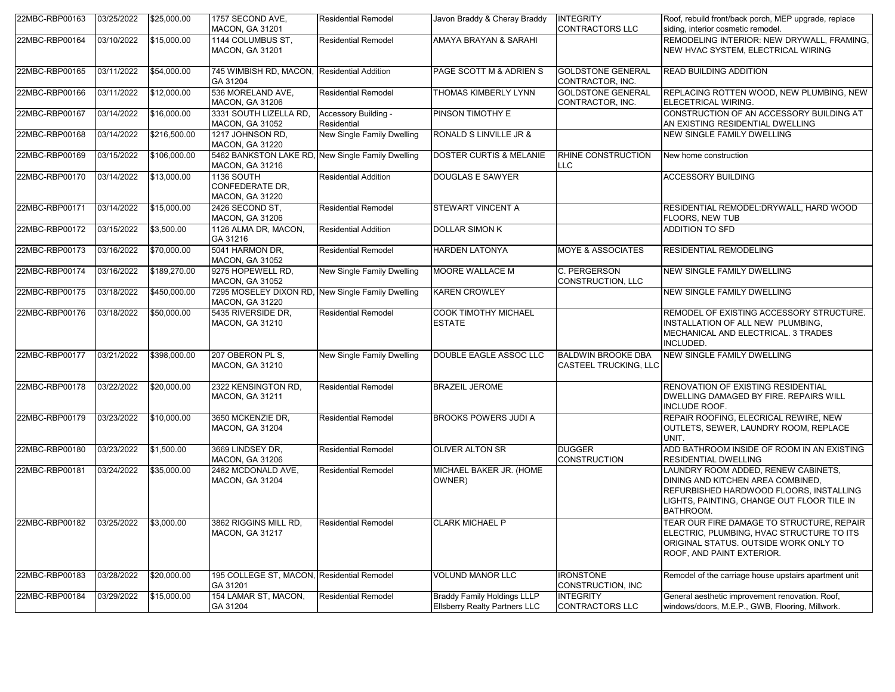| 22MBC-RBP00163 | 03/25/2022 | $25,000.00 | 1757 SECOND AVE, MACON, GA 31201 | Residential Remodel | Javon Braddy & Cheray Braddy | INTEGRITY CONTRACTORS LLC | Roof, rebuild front/back porch, MEP upgrade, replace siding, interior cosmetic remodel. |
|---|---|---|---|---|---|---|---|
| 22MBC-RBP00164 | 03/10/2022 | $15,000.00 | 1144 COLUMBUS ST, MACON, GA 31201 | Residential Remodel | AMAYA BRAYAN & SARAHI | | REMODELING INTERIOR: NEW DRYWALL, FRAMING, NEW HVAC SYSTEM, ELECTRICAL WIRING |
| 22MBC-RBP00165 | 03/11/2022 | $54,000.00 | 745 WIMBISH RD, MACON, GA 31204 | Residential Addition | PAGE SCOTT M & ADRIEN S | GOLDSTONE GENERAL CONTRACTOR, INC. | READ BUILDING ADDITION |
| 22MBC-RBP00166 | 03/11/2022 | $12,000.00 | 536 MORELAND AVE, MACON, GA 31206 | Residential Remodel | THOMAS KIMBERLY LYNN | GOLDSTONE GENERAL CONTRACTOR, INC. | REPLACING ROTTEN WOOD, NEW PLUMBING, NEW ELECETRICAL WIRING. |
| 22MBC-RBP00167 | 03/14/2022 | $16,000.00 | 3331 SOUTH LIZELLA RD, MACON, GA 31052 | Accessory Building - Residential | PINSON TIMOTHY E | | CONSTRUCTION OF AN ACCESSORY BUILDING AT AN EXISTING RESIDENTIAL DWELLING |
| 22MBC-RBP00168 | 03/14/2022 | $216,500.00 | 1217 JOHNSON RD, MACON, GA 31220 | New Single Family Dwelling | RONALD S LINVILLE JR & | | NEW SINGLE FAMILY DWELLING |
| 22MBC-RBP00169 | 03/15/2022 | $106,000.00 | 5462 BANKSTON LAKE RD, MACON, GA 31216 | New Single Family Dwelling | DOSTER CURTIS & MELANIE | RHINE CONSTRUCTION LLC | New home construction |
| 22MBC-RBP00170 | 03/14/2022 | $13,000.00 | 1136 SOUTH CONFEDERATE DR, MACON, GA 31220 | Residential Addition | DOUGLAS E SAWYER | | ACCESSORY BUILDING |
| 22MBC-RBP00171 | 03/14/2022 | $15,000.00 | 2426 SECOND ST, MACON, GA 31206 | Residential Remodel | STEWART VINCENT A | | RESIDENTIAL REMODEL:DRYWALL, HARD WOOD FLOORS, NEW TUB |
| 22MBC-RBP00172 | 03/15/2022 | $3,500.00 | 1126 ALMA DR, MACON, GA 31216 | Residential Addition | DOLLAR SIMON K | | ADDITION TO SFD |
| 22MBC-RBP00173 | 03/16/2022 | $70,000.00 | 5041 HARMON DR, MACON, GA 31052 | Residential Remodel | HARDEN LATONYA | MOYE & ASSOCIATES | RESIDENTIAL REMODELING |
| 22MBC-RBP00174 | 03/16/2022 | $189,270.00 | 9275 HOPEWELL RD, MACON, GA 31052 | New Single Family Dwelling | MOORE WALLACE M | C. PERGERSON CONSTRUCTION, LLC | NEW SINGLE FAMILY DWELLING |
| 22MBC-RBP00175 | 03/18/2022 | $450,000.00 | 7295 MOSELEY DIXON RD, MACON, GA 31220 | New Single Family Dwelling | KAREN CROWLEY | | NEW SINGLE FAMILY DWELLING |
| 22MBC-RBP00176 | 03/18/2022 | $50,000.00 | 5435 RIVERSIDE DR, MACON, GA 31210 | Residential Remodel | COOK TIMOTHY MICHAEL ESTATE | | REMODEL OF EXISTING ACCESSORY STRUCTURE. INSTALLATION OF ALL NEW PLUMBING, MECHANICAL AND ELECTRICAL. 3 TRADES INCLUDED. |
| 22MBC-RBP00177 | 03/21/2022 | $398,000.00 | 207 OBERON PL S, MACON, GA 31210 | New Single Family Dwelling | DOUBLE EAGLE ASSOC LLC | BALDWIN BROOKE DBA CASTEEL TRUCKING, LLC | NEW SINGLE FAMILY DWELLING |
| 22MBC-RBP00178 | 03/22/2022 | $20,000.00 | 2322 KENSINGTON RD, MACON, GA 31211 | Residential Remodel | BRAZEIL JEROME | | RENOVATION OF EXISTING RESIDENTIAL DWELLING DAMAGED BY FIRE. REPAIRS WILL INCLUDE ROOF. |
| 22MBC-RBP00179 | 03/23/2022 | $10,000.00 | 3650 MCKENZIE DR, MACON, GA 31204 | Residential Remodel | BROOKS POWERS JUDI A | | REPAIR ROOFING, ELECRICAL REWIRE, NEW OUTLETS, SEWER, LAUNDRY ROOM, REPLACE UNIT. |
| 22MBC-RBP00180 | 03/23/2022 | $1,500.00 | 3669 LINDSEY DR, MACON, GA 31206 | Residential Remodel | OLIVER ALTON SR | DUGGER CONSTRUCTION | ADD BATHROOM INSIDE OF ROOM IN AN EXISTING RESIDENTIAL DWELLING |
| 22MBC-RBP00181 | 03/24/2022 | $35,000.00 | 2482 MCDONALD AVE, MACON, GA 31204 | Residential Remodel | MICHAEL BAKER JR. (HOME OWNER) | | LAUNDRY ROOM ADDED, RENEW CABINETS, DINING AND KITCHEN AREA COMBINED, REFURBISHED HARDWOOD FLOORS, INSTALLING LIGHTS, PAINTING, CHANGE OUT FLOOR TILE IN BATHROOM. |
| 22MBC-RBP00182 | 03/25/2022 | $3,000.00 | 3862 RIGGINS MILL RD, MACON, GA 31217 | Residential Remodel | CLARK MICHAEL P | | TEAR OUR FIRE DAMAGE TO STRUCTURE, REPAIR ELECTRIC, PLUMBING, HVAC STRUCTURE TO ITS ORIGINAL STATUS. OUTSIDE WORK ONLY TO ROOF, AND PAINT EXTERIOR. |
| 22MBC-RBP00183 | 03/28/2022 | $20,000.00 | 195 COLLEGE ST, MACON, GA 31201 | Residential Remodel | VOLUND MANOR LLC | IRONSTONE CONSTRUCTION, INC | Remodel of the carriage house upstairs apartment unit |
| 22MBC-RBP00184 | 03/29/2022 | $15,000.00 | 154 LAMAR ST, MACON, GA 31204 | Residential Remodel | Braddy Family Holdings LLLP Ellsberry Realty Partners LLC | INTEGRITY CONTRACTORS LLC | General aesthetic improvement renovation. Roof, windows/doors, M.E.P., GWB, Flooring, Millwork. |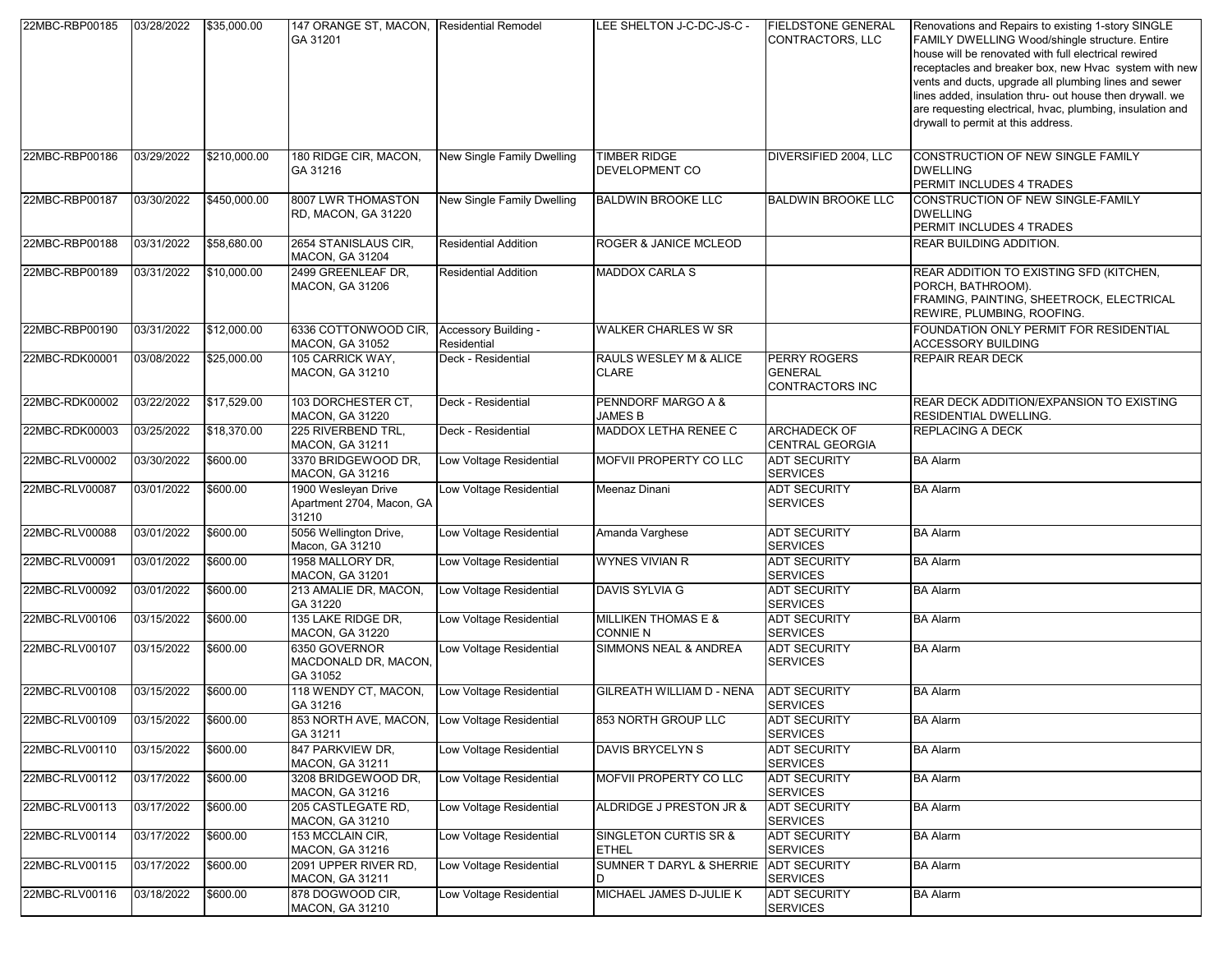| 22MBC-RBP00185 | 03/28/2022 | $35,000.00 | 147 ORANGE ST, MACON, GA 31201 | Residential Remodel | LEE SHELTON J-C-DC-JS-C - | FIELDSTONE GENERAL CONTRACTORS, LLC | Renovations and Repairs to existing 1-story SINGLE FAMILY DWELLING Wood/shingle structure. Entire house will be renovated with full electrical rewired receptacles and breaker box, new Hvac system with new vents and ducts, upgrade all plumbing lines and sewer lines added, insulation thru- out house then drywall. we are requesting electrical, hvac, plumbing, insulation and drywall to permit at this address. |
|---|---|---|---|---|---|---|---|
| 22MBC-RBP00186 | 03/29/2022 | $210,000.00 | 180 RIDGE CIR, MACON, GA 31216 | New Single Family Dwelling | TIMBER RIDGE DEVELOPMENT CO | DIVERSIFIED 2004, LLC | CONSTRUCTION OF NEW SINGLE FAMILY DWELLING PERMIT INCLUDES 4 TRADES |
| 22MBC-RBP00187 | 03/30/2022 | $450,000.00 | 8007 LWR THOMASTON RD, MACON, GA 31220 | New Single Family Dwelling | BALDWIN BROOKE LLC | BALDWIN BROOKE LLC | CONSTRUCTION OF NEW SINGLE-FAMILY DWELLING PERMIT INCLUDES 4 TRADES |
| 22MBC-RBP00188 | 03/31/2022 | $58,680.00 | 2654 STANISLAUS CIR, MACON, GA 31204 | Residential Addition | ROGER & JANICE MCLEOD | | REAR BUILDING ADDITION. |
| 22MBC-RBP00189 | 03/31/2022 | $10,000.00 | 2499 GREENLEAF DR, MACON, GA 31206 | Residential Addition | MADDOX CARLA S | | REAR ADDITION TO EXISTING SFD (KITCHEN, PORCH, BATHROOM). FRAMING, PAINTING, SHEETROCK, ELECTRICAL REWIRE, PLUMBING, ROOFING. |
| 22MBC-RBP00190 | 03/31/2022 | $12,000.00 | 6336 COTTONWOOD CIR, MACON, GA 31052 | Accessory Building - Residential | WALKER CHARLES W SR | | FOUNDATION ONLY PERMIT FOR RESIDENTIAL ACCESSORY BUILDING |
| 22MBC-RDK00001 | 03/08/2022 | $25,000.00 | 105 CARRICK WAY, MACON, GA 31210 | Deck - Residential | RAULS WESLEY M & ALICE CLARE | PERRY ROGERS GENERAL CONTRACTORS INC | REPAIR REAR DECK |
| 22MBC-RDK00002 | 03/22/2022 | $17,529.00 | 103 DORCHESTER CT, MACON, GA 31220 | Deck - Residential | PENNDORF MARGO A & JAMES B | | REAR DECK ADDITION/EXPANSION TO EXISTING RESIDENTIAL DWELLING. |
| 22MBC-RDK00003 | 03/25/2022 | $18,370.00 | 225 RIVERBEND TRL, MACON, GA 31211 | Deck - Residential | MADDOX LETHA RENEE C | ARCHADECK OF CENTRAL GEORGIA | REPLACING A DECK |
| 22MBC-RLV00002 | 03/30/2022 | $600.00 | 3370 BRIDGEWOOD DR, MACON, GA 31216 | Low Voltage Residential | MOFVII PROPERTY CO LLC | ADT SECURITY SERVICES | BA Alarm |
| 22MBC-RLV00087 | 03/01/2022 | $600.00 | 1900 Wesleyan Drive Apartment 2704, Macon, GA 31210 | Low Voltage Residential | Meenaz Dinani | ADT SECURITY SERVICES | BA Alarm |
| 22MBC-RLV00088 | 03/01/2022 | $600.00 | 5056 Wellington Drive, Macon, GA 31210 | Low Voltage Residential | Amanda Varghese | ADT SECURITY SERVICES | BA Alarm |
| 22MBC-RLV00091 | 03/01/2022 | $600.00 | 1958 MALLORY DR, MACON, GA 31201 | Low Voltage Residential | WYNES VIVIAN R | ADT SECURITY SERVICES | BA Alarm |
| 22MBC-RLV00092 | 03/01/2022 | $600.00 | 213 AMALIE DR, MACON, GA 31220 | Low Voltage Residential | DAVIS SYLVIA G | ADT SECURITY SERVICES | BA Alarm |
| 22MBC-RLV00106 | 03/15/2022 | $600.00 | 135 LAKE RIDGE DR, MACON, GA 31220 | Low Voltage Residential | MILLIKEN THOMAS E & CONNIE N | ADT SECURITY SERVICES | BA Alarm |
| 22MBC-RLV00107 | 03/15/2022 | $600.00 | 6350 GOVERNOR MACDONALD DR, MACON, GA 31052 | Low Voltage Residential | SIMMONS NEAL & ANDREA | ADT SECURITY SERVICES | BA Alarm |
| 22MBC-RLV00108 | 03/15/2022 | $600.00 | 118 WENDY CT, MACON, GA 31216 | Low Voltage Residential | GILREATH WILLIAM D - NENA | ADT SECURITY SERVICES | BA Alarm |
| 22MBC-RLV00109 | 03/15/2022 | $600.00 | 853 NORTH AVE, MACON, GA 31211 | Low Voltage Residential | 853 NORTH GROUP LLC | ADT SECURITY SERVICES | BA Alarm |
| 22MBC-RLV00110 | 03/15/2022 | $600.00 | 847 PARKVIEW DR, MACON, GA 31211 | Low Voltage Residential | DAVIS BRYCELYN S | ADT SECURITY SERVICES | BA Alarm |
| 22MBC-RLV00112 | 03/17/2022 | $600.00 | 3208 BRIDGEWOOD DR, MACON, GA 31216 | Low Voltage Residential | MOFVII PROPERTY CO LLC | ADT SECURITY SERVICES | BA Alarm |
| 22MBC-RLV00113 | 03/17/2022 | $600.00 | 205 CASTLEGATE RD, MACON, GA 31210 | Low Voltage Residential | ALDRIDGE J PRESTON JR & | ADT SECURITY SERVICES | BA Alarm |
| 22MBC-RLV00114 | 03/17/2022 | $600.00 | 153 MCCLAIN CIR, MACON, GA 31216 | Low Voltage Residential | SINGLETON CURTIS SR & ETHEL | ADT SECURITY SERVICES | BA Alarm |
| 22MBC-RLV00115 | 03/17/2022 | $600.00 | 2091 UPPER RIVER RD, MACON, GA 31211 | Low Voltage Residential | SUMNER T DARYL & SHERRIE D | ADT SECURITY SERVICES | BA Alarm |
| 22MBC-RLV00116 | 03/18/2022 | $600.00 | 878 DOGWOOD CIR, MACON, GA 31210 | Low Voltage Residential | MICHAEL JAMES D-JULIE K | ADT SECURITY SERVICES | BA Alarm |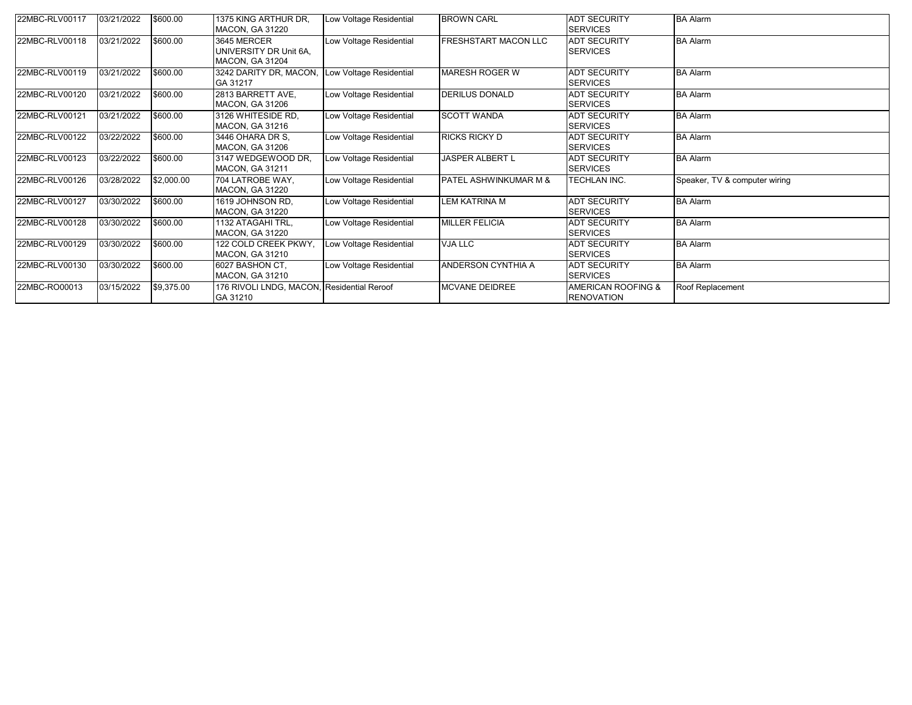| | | | | | | | |
|---|---|---|---|---|---|---|---|
| 22MBC-RLV00117 | 03/21/2022 | $600.00 | 1375 KING ARTHUR DR, MACON, GA 31220 | Low Voltage Residential | BROWN CARL | ADT SECURITY SERVICES | BA Alarm |
| 22MBC-RLV00118 | 03/21/2022 | $600.00 | 3645 MERCER UNIVERSITY DR Unit 6A, MACON, GA 31204 | Low Voltage Residential | FRESHSTART MACON LLC | ADT SECURITY SERVICES | BA Alarm |
| 22MBC-RLV00119 | 03/21/2022 | $600.00 | 3242 DARITY DR, MACON, GA 31217 | Low Voltage Residential | MARESH ROGER W | ADT SECURITY SERVICES | BA Alarm |
| 22MBC-RLV00120 | 03/21/2022 | $600.00 | 2813 BARRETT AVE, MACON, GA 31206 | Low Voltage Residential | DERILUS DONALD | ADT SECURITY SERVICES | BA Alarm |
| 22MBC-RLV00121 | 03/21/2022 | $600.00 | 3126 WHITESIDE RD, MACON, GA 31216 | Low Voltage Residential | SCOTT WANDA | ADT SECURITY SERVICES | BA Alarm |
| 22MBC-RLV00122 | 03/22/2022 | $600.00 | 3446 OHARA DR S, MACON, GA 31206 | Low Voltage Residential | RICKS RICKY D | ADT SECURITY SERVICES | BA Alarm |
| 22MBC-RLV00123 | 03/22/2022 | $600.00 | 3147 WEDGEWOOD DR, MACON, GA 31211 | Low Voltage Residential | JASPER ALBERT L | ADT SECURITY SERVICES | BA Alarm |
| 22MBC-RLV00126 | 03/28/2022 | $2,000.00 | 704 LATROBE WAY, MACON, GA 31220 | Low Voltage Residential | PATEL ASHWINKUMAR M & | TECHLAN INC. | Speaker, TV & computer wiring |
| 22MBC-RLV00127 | 03/30/2022 | $600.00 | 1619 JOHNSON RD, MACON, GA 31220 | Low Voltage Residential | LEM KATRINA M | ADT SECURITY SERVICES | BA Alarm |
| 22MBC-RLV00128 | 03/30/2022 | $600.00 | 1132 ATAGAHI TRL, MACON, GA 31220 | Low Voltage Residential | MILLER FELICIA | ADT SECURITY SERVICES | BA Alarm |
| 22MBC-RLV00129 | 03/30/2022 | $600.00 | 122 COLD CREEK PKWY, MACON, GA 31210 | Low Voltage Residential | VJA LLC | ADT SECURITY SERVICES | BA Alarm |
| 22MBC-RLV00130 | 03/30/2022 | $600.00 | 6027 BASHON CT, MACON, GA 31210 | Low Voltage Residential | ANDERSON CYNTHIA A | ADT SECURITY SERVICES | BA Alarm |
| 22MBC-RO00013 | 03/15/2022 | $9,375.00 | 176 RIVOLI LNDG, MACON, GA 31210 | Residential Reroof | MCVANE DEIDREE | AMERICAN ROOFING & RENOVATION | Roof Replacement |